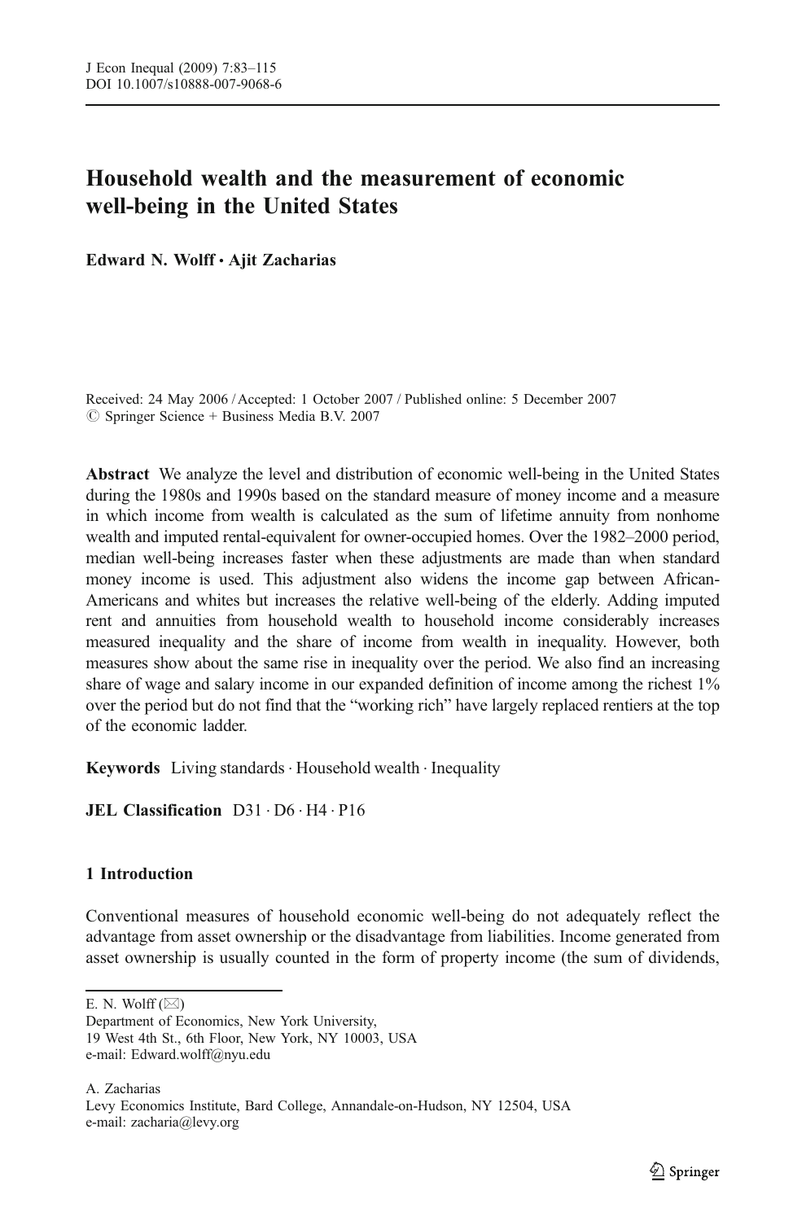# Household wealth and the measurement of economic well-being in the United States

**Edward N. Wolff · Ajit Zacharias**

Received: 24 May 2006 / Accepted: 1 October 2007 / Published online: 5 December 2007
© Springer Science + Business Media B.V. 2007

**Abstract** We analyze the level and distribution of economic well-being in the United States during the 1980s and 1990s based on the standard measure of money income and a measure in which income from wealth is calculated as the sum of lifetime annuity from nonhome wealth and imputed rental-equivalent for owner-occupied homes. Over the 1982–2000 period, median well-being increases faster when these adjustments are made than when standard money income is used. This adjustment also widens the income gap between African-Americans and whites but increases the relative well-being of the elderly. Adding imputed rent and annuities from household wealth to household income considerably increases measured inequality and the share of income from wealth in inequality. However, both measures show about the same rise in inequality over the period. We also find an increasing share of wage and salary income in our expanded definition of income among the richest 1% over the period but do not find that the "working rich" have largely replaced rentiers at the top of the economic ladder.

**Keywords** Living standards · Household wealth · Inequality

**JEL Classification** D31 · D6 · H4 · P16

## 1 Introduction

Conventional measures of household economic well-being do not adequately reflect the advantage from asset ownership or the disadvantage from liabilities. Income generated from asset ownership is usually counted in the form of property income (the sum of dividends,

---

E. N. Wolff (✉)
Department of Economics, New York University,
19 West 4th St., 6th Floor, New York, NY 10003, USA
e-mail: Edward.wolff@nyu.edu

A. Zacharias
Levy Economics Institute, Bard College, Annandale-on-Hudson, NY 12504, USA
e-mail: zacharia@levy.org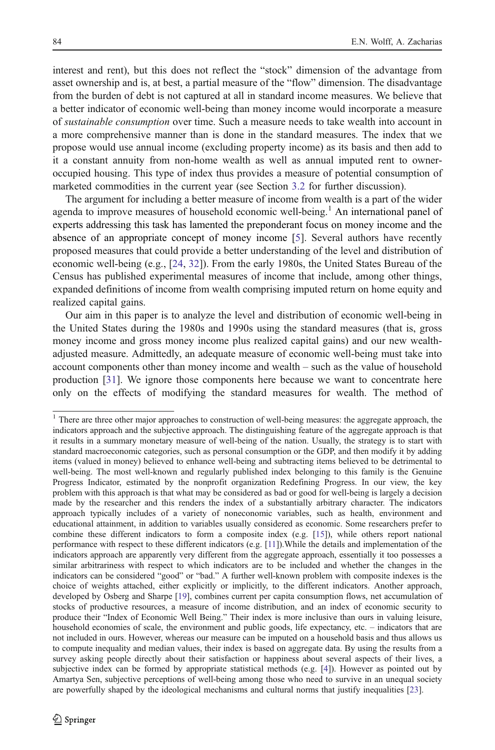interest and rent), but this does not reflect the "stock" dimension of the advantage from asset ownership and is, at best, a partial measure of the "flow" dimension. The disadvantage from the burden of debt is not captured at all in standard income measures. We believe that a better indicator of economic well-being than money income would incorporate a measure of *sustainable consumption* over time. Such a measure needs to take wealth into account in a more comprehensive manner than is done in the standard measures. The index that we propose would use annual income (excluding property income) as its basis and then add to it a constant annuity from non-home wealth as well as annual imputed rent to owner-occupied housing. This type of index thus provides a measure of potential consumption of marketed commodities in the current year (see Section 3.2 for further discussion).

The argument for including a better measure of income from wealth is a part of the wider agenda to improve measures of household economic well-being.[1] An international panel of experts addressing this task has lamented the preponderant focus on money income and the absence of an appropriate concept of money income [5]. Several authors have recently proposed measures that could provide a better understanding of the level and distribution of economic well-being (e.g., [24, 32]). From the early 1980s, the United States Bureau of the Census has published experimental measures of income that include, among other things, expanded definitions of income from wealth comprising imputed return on home equity and realized capital gains.

Our aim in this paper is to analyze the level and distribution of economic well-being in the United States during the 1980s and 1990s using the standard measures (that is, gross money income and gross money income plus realized capital gains) and our new wealth-adjusted measure. Admittedly, an adequate measure of economic well-being must take into account components other than money income and wealth – such as the value of household production [31]. We ignore those components here because we want to concentrate here only on the effects of modifying the standard measures for wealth. The method of

---

[1] There are three other major approaches to construction of well-being measures: the aggregate approach, the indicators approach and the subjective approach. The distinguishing feature of the aggregate approach is that it results in a summary monetary measure of well-being of the nation. Usually, the strategy is to start with standard macroeconomic categories, such as personal consumption or the GDP, and then modify it by adding items (valued in money) believed to enhance well-being and subtracting items believed to be detrimental to well-being. The most well-known and regularly published index belonging to this family is the Genuine Progress Indicator, estimated by the nonprofit organization Redefining Progress. In our view, the key problem with this approach is that what may be considered as bad or good for well-being is largely a decision made by the researcher and this renders the index of a substantially arbitrary character. The indicators approach typically includes of a variety of noneconomic variables, such as health, environment and educational attainment, in addition to variables usually considered as economic. Some researchers prefer to combine these different indicators to form a composite index (e.g. [15]), while others report national performance with respect to these different indicators (e.g. [11]).While the details and implementation of the indicators approach are apparently very different from the aggregate approach, essentially it too possesses a similar arbitrariness with respect to which indicators are to be included and whether the changes in the indicators can be considered "good" or "bad." A further well-known problem with composite indexes is the choice of weights attached, either explicitly or implicitly, to the different indicators. Another approach, developed by Osberg and Sharpe [19], combines current per capita consumption flows, net accumulation of stocks of productive resources, a measure of income distribution, and an index of economic security to produce their "Index of Economic Well Being." Their index is more inclusive than ours in valuing leisure, household economies of scale, the environment and public goods, life expectancy, etc. – indicators that are not included in ours. However, whereas our measure can be imputed on a household basis and thus allows us to compute inequality and median values, their index is based on aggregate data. By using the results from a survey asking people directly about their satisfaction or happiness about several aspects of their lives, a subjective index can be formed by appropriate statistical methods (e.g. [4]). However as pointed out by Amartya Sen, subjective perceptions of well-being among those who need to survive in an unequal society are powerfully shaped by the ideological mechanisms and cultural norms that justify inequalities [23].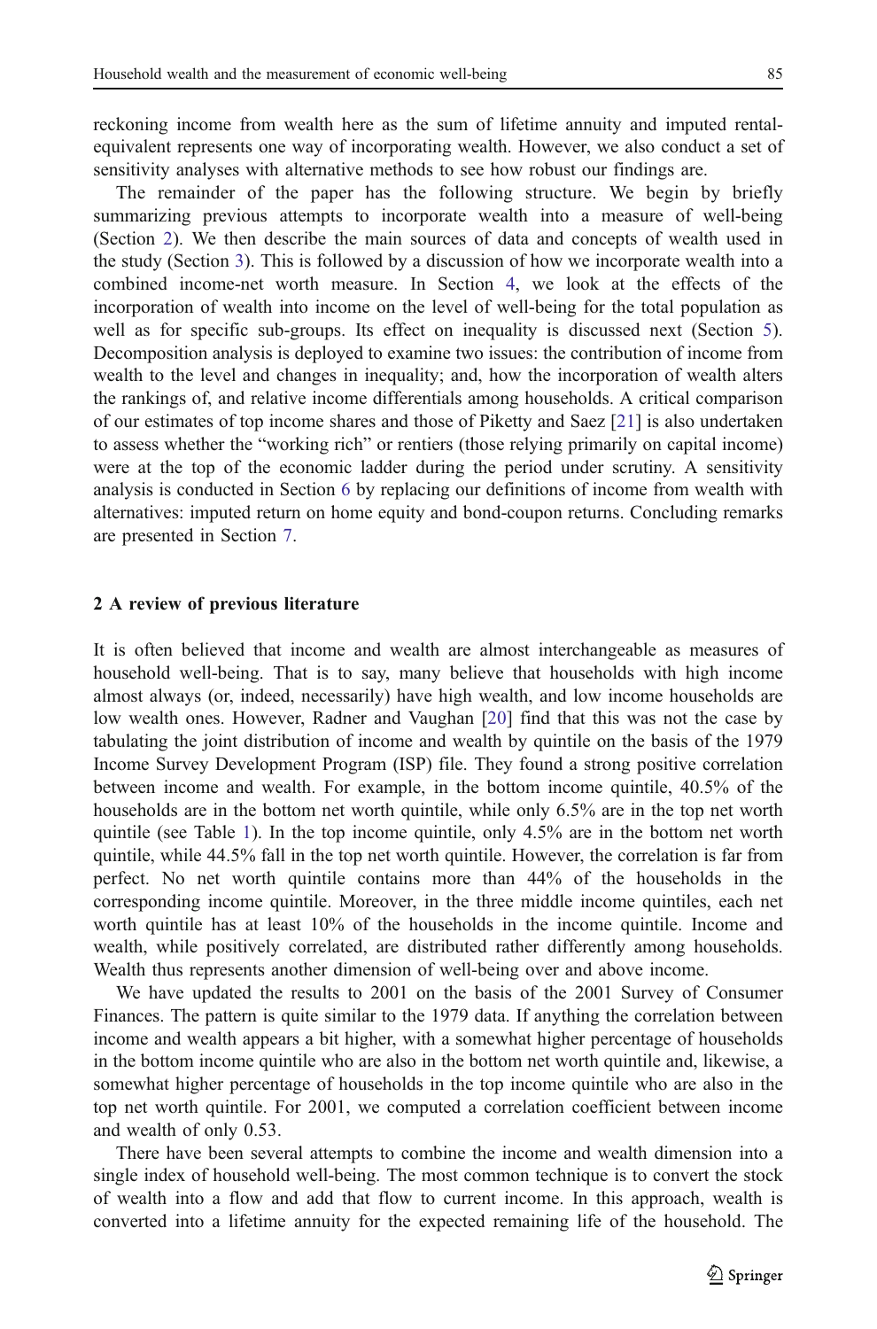reckoning income from wealth here as the sum of lifetime annuity and imputed rental-equivalent represents one way of incorporating wealth. However, we also conduct a set of sensitivity analyses with alternative methods to see how robust our findings are.

The remainder of the paper has the following structure. We begin by briefly summarizing previous attempts to incorporate wealth into a measure of well-being (Section 2). We then describe the main sources of data and concepts of wealth used in the study (Section 3). This is followed by a discussion of how we incorporate wealth into a combined income-net worth measure. In Section 4, we look at the effects of the incorporation of wealth into income on the level of well-being for the total population as well as for specific sub-groups. Its effect on inequality is discussed next (Section 5). Decomposition analysis is deployed to examine two issues: the contribution of income from wealth to the level and changes in inequality; and, how the incorporation of wealth alters the rankings of, and relative income differentials among households. A critical comparison of our estimates of top income shares and those of Piketty and Saez [21] is also undertaken to assess whether the "working rich" or rentiers (those relying primarily on capital income) were at the top of the economic ladder during the period under scrutiny. A sensitivity analysis is conducted in Section 6 by replacing our definitions of income from wealth with alternatives: imputed return on home equity and bond-coupon returns. Concluding remarks are presented in Section 7.

## 2 A review of previous literature

It is often believed that income and wealth are almost interchangeable as measures of household well-being. That is to say, many believe that households with high income almost always (or, indeed, necessarily) have high wealth, and low income households are low wealth ones. However, Radner and Vaughan [20] find that this was not the case by tabulating the joint distribution of income and wealth by quintile on the basis of the 1979 Income Survey Development Program (ISP) file. They found a strong positive correlation between income and wealth. For example, in the bottom income quintile, 40.5% of the households are in the bottom net worth quintile, while only 6.5% are in the top net worth quintile (see Table 1). In the top income quintile, only 4.5% are in the bottom net worth quintile, while 44.5% fall in the top net worth quintile. However, the correlation is far from perfect. No net worth quintile contains more than 44% of the households in the corresponding income quintile. Moreover, in the three middle income quintiles, each net worth quintile has at least 10% of the households in the income quintile. Income and wealth, while positively correlated, are distributed rather differently among households. Wealth thus represents another dimension of well-being over and above income.

We have updated the results to 2001 on the basis of the 2001 Survey of Consumer Finances. The pattern is quite similar to the 1979 data. If anything the correlation between income and wealth appears a bit higher, with a somewhat higher percentage of households in the bottom income quintile who are also in the bottom net worth quintile and, likewise, a somewhat higher percentage of households in the top income quintile who are also in the top net worth quintile. For 2001, we computed a correlation coefficient between income and wealth of only 0.53.

There have been several attempts to combine the income and wealth dimension into a single index of household well-being. The most common technique is to convert the stock of wealth into a flow and add that flow to current income. In this approach, wealth is converted into a lifetime annuity for the expected remaining life of the household. The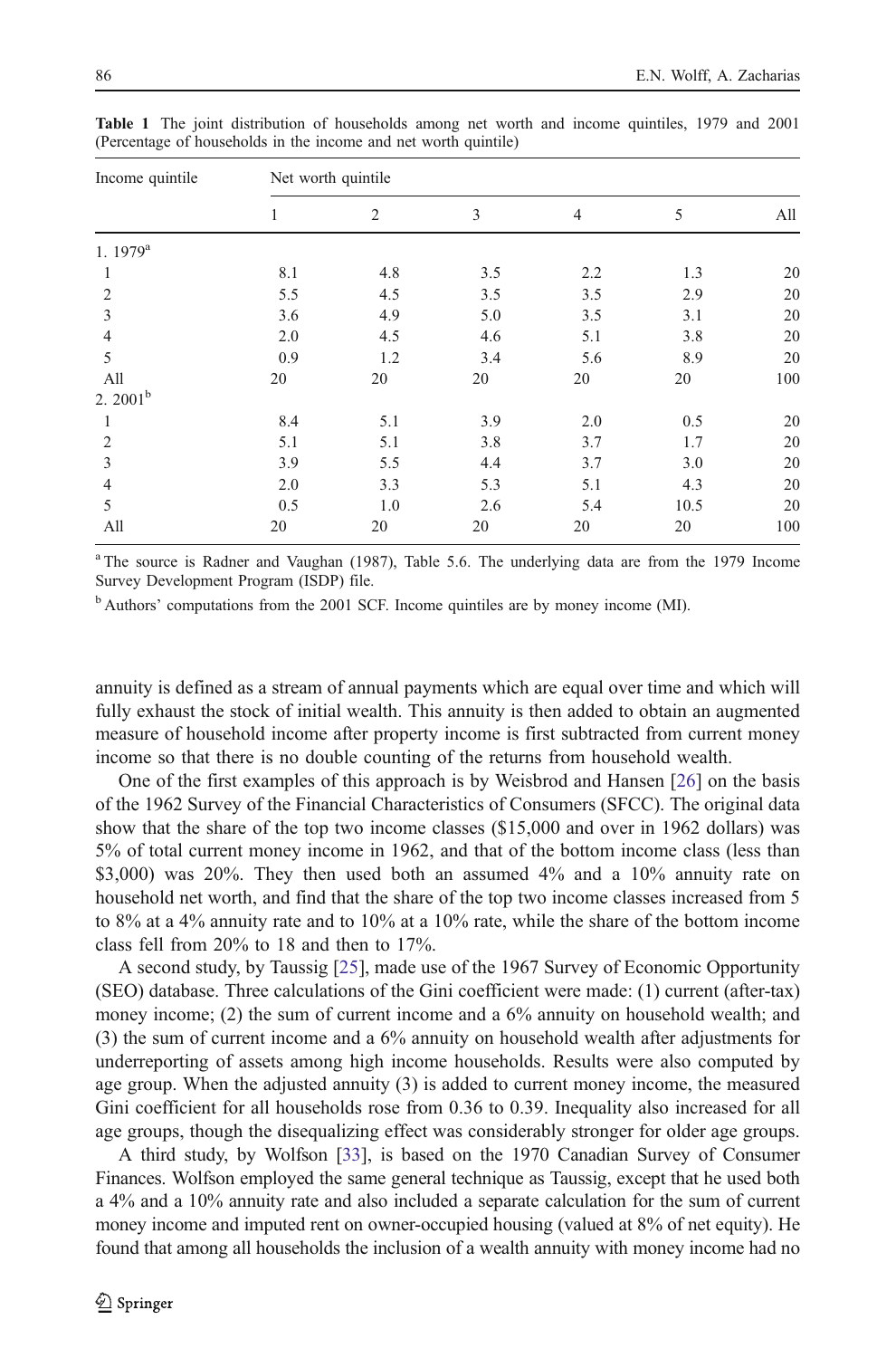**Table 1** The joint distribution of households among net worth and income quintiles, 1979 and 2001 (Percentage of households in the income and net worth quintile)

| Income quintile | Net worth quintile | | | | | |
|---|---|---|---|---|---|---|
| | 1 | 2 | 3 | 4 | 5 | All |
| 1. 1979[a] | | | | | | |
| 1 | 8.1 | 4.8 | 3.5 | 2.2 | 1.3 | 20 |
| 2 | 5.5 | 4.5 | 3.5 | 3.5 | 2.9 | 20 |
| 3 | 3.6 | 4.9 | 5.0 | 3.5 | 3.1 | 20 |
| 4 | 2.0 | 4.5 | 4.6 | 5.1 | 3.8 | 20 |
| 5 | 0.9 | 1.2 | 3.4 | 5.6 | 8.9 | 20 |
| All | 20 | 20 | 20 | 20 | 20 | 100 |
| 2. 2001[b] | | | | | | |
| 1 | 8.4 | 5.1 | 3.9 | 2.0 | 0.5 | 20 |
| 2 | 5.1 | 5.1 | 3.8 | 3.7 | 1.7 | 20 |
| 3 | 3.9 | 5.5 | 4.4 | 3.7 | 3.0 | 20 |
| 4 | 2.0 | 3.3 | 5.3 | 5.1 | 4.3 | 20 |
| 5 | 0.5 | 1.0 | 2.6 | 5.4 | 10.5 | 20 |
| All | 20 | 20 | 20 | 20 | 20 | 100 |

[a] The source is Radner and Vaughan (1987), Table 5.6. The underlying data are from the 1979 Income Survey Development Program (ISDP) file.

[b] Authors' computations from the 2001 SCF. Income quintiles are by money income (MI).

annuity is defined as a stream of annual payments which are equal over time and which will fully exhaust the stock of initial wealth. This annuity is then added to obtain an augmented measure of household income after property income is first subtracted from current money income so that there is no double counting of the returns from household wealth.

One of the first examples of this approach is by Weisbrod and Hansen [26] on the basis of the 1962 Survey of the Financial Characteristics of Consumers (SFCC). The original data show that the share of the top two income classes ($15,000 and over in 1962 dollars) was 5% of total current money income in 1962, and that of the bottom income class (less than $3,000) was 20%. They then used both an assumed 4% and a 10% annuity rate on household net worth, and find that the share of the top two income classes increased from 5 to 8% at a 4% annuity rate and to 10% at a 10% rate, while the share of the bottom income class fell from 20% to 18 and then to 17%.

A second study, by Taussig [25], made use of the 1967 Survey of Economic Opportunity (SEO) database. Three calculations of the Gini coefficient were made: (1) current (after-tax) money income; (2) the sum of current income and a 6% annuity on household wealth; and (3) the sum of current income and a 6% annuity on household wealth after adjustments for underreporting of assets among high income households. Results were also computed by age group. When the adjusted annuity (3) is added to current money income, the measured Gini coefficient for all households rose from 0.36 to 0.39. Inequality also increased for all age groups, though the disequalizing effect was considerably stronger for older age groups.

A third study, by Wolfson [33], is based on the 1970 Canadian Survey of Consumer Finances. Wolfson employed the same general technique as Taussig, except that he used both a 4% and a 10% annuity rate and also included a separate calculation for the sum of current money income and imputed rent on owner-occupied housing (valued at 8% of net equity). He found that among all households the inclusion of a wealth annuity with money income had no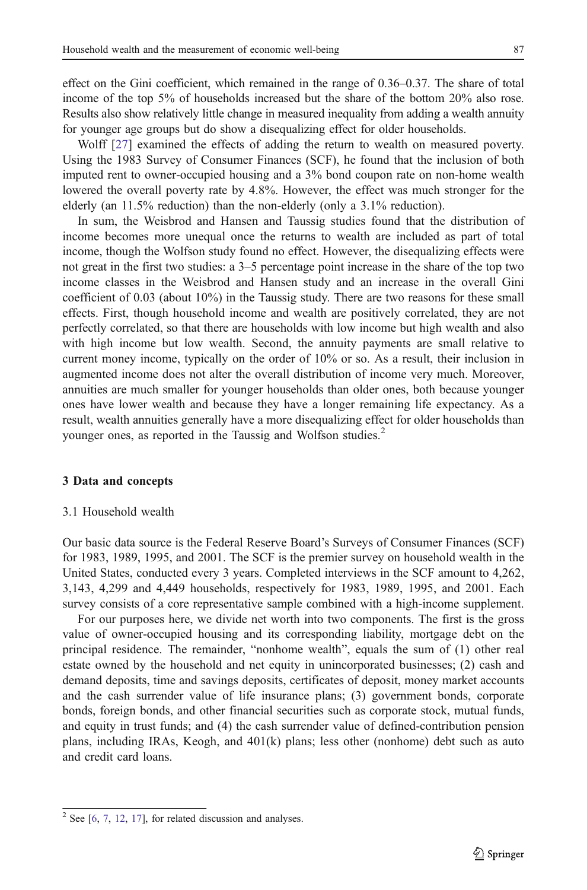effect on the Gini coefficient, which remained in the range of 0.36–0.37. The share of total income of the top 5% of households increased but the share of the bottom 20% also rose. Results also show relatively little change in measured inequality from adding a wealth annuity for younger age groups but do show a disequalizing effect for older households.

Wolff [27] examined the effects of adding the return to wealth on measured poverty. Using the 1983 Survey of Consumer Finances (SCF), he found that the inclusion of both imputed rent to owner-occupied housing and a 3% bond coupon rate on non-home wealth lowered the overall poverty rate by 4.8%. However, the effect was much stronger for the elderly (an 11.5% reduction) than the non-elderly (only a 3.1% reduction).

In sum, the Weisbrod and Hansen and Taussig studies found that the distribution of income becomes more unequal once the returns to wealth are included as part of total income, though the Wolfson study found no effect. However, the disequalizing effects were not great in the first two studies: a 3–5 percentage point increase in the share of the top two income classes in the Weisbrod and Hansen study and an increase in the overall Gini coefficient of 0.03 (about 10%) in the Taussig study. There are two reasons for these small effects. First, though household income and wealth are positively correlated, they are not perfectly correlated, so that there are households with low income but high wealth and also with high income but low wealth. Second, the annuity payments are small relative to current money income, typically on the order of 10% or so. As a result, their inclusion in augmented income does not alter the overall distribution of income very much. Moreover, annuities are much smaller for younger households than older ones, both because younger ones have lower wealth and because they have a longer remaining life expectancy. As a result, wealth annuities generally have a more disequalizing effect for older households than younger ones, as reported in the Taussig and Wolfson studies.[2]

## 3 Data and concepts

### 3.1 Household wealth

Our basic data source is the Federal Reserve Board's Surveys of Consumer Finances (SCF) for 1983, 1989, 1995, and 2001. The SCF is the premier survey on household wealth in the United States, conducted every 3 years. Completed interviews in the SCF amount to 4,262, 3,143, 4,299 and 4,449 households, respectively for 1983, 1989, 1995, and 2001. Each survey consists of a core representative sample combined with a high-income supplement.

For our purposes here, we divide net worth into two components. The first is the gross value of owner-occupied housing and its corresponding liability, mortgage debt on the principal residence. The remainder, "nonhome wealth", equals the sum of (1) other real estate owned by the household and net equity in unincorporated businesses; (2) cash and demand deposits, time and savings deposits, certificates of deposit, money market accounts and the cash surrender value of life insurance plans; (3) government bonds, corporate bonds, foreign bonds, and other financial securities such as corporate stock, mutual funds, and equity in trust funds; and (4) the cash surrender value of defined-contribution pension plans, including IRAs, Keogh, and 401(k) plans; less other (nonhome) debt such as auto and credit card loans.

[2] See [6, 7, 12, 17], for related discussion and analyses.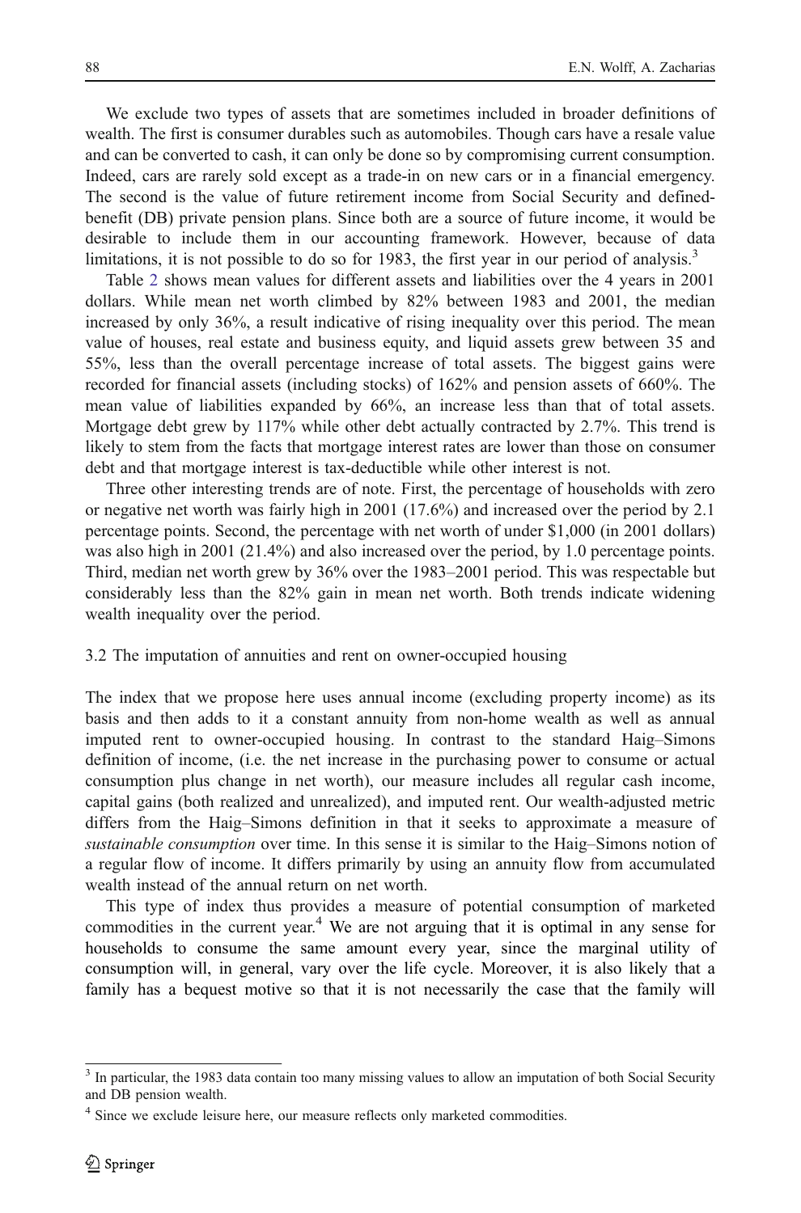We exclude two types of assets that are sometimes included in broader definitions of wealth. The first is consumer durables such as automobiles. Though cars have a resale value and can be converted to cash, it can only be done so by compromising current consumption. Indeed, cars are rarely sold except as a trade-in on new cars or in a financial emergency. The second is the value of future retirement income from Social Security and defined-benefit (DB) private pension plans. Since both are a source of future income, it would be desirable to include them in our accounting framework. However, because of data limitations, it is not possible to do so for 1983, the first year in our period of analysis.[3]

Table 2 shows mean values for different assets and liabilities over the 4 years in 2001 dollars. While mean net worth climbed by 82% between 1983 and 2001, the median increased by only 36%, a result indicative of rising inequality over this period. The mean value of houses, real estate and business equity, and liquid assets grew between 35 and 55%, less than the overall percentage increase of total assets. The biggest gains were recorded for financial assets (including stocks) of 162% and pension assets of 660%. The mean value of liabilities expanded by 66%, an increase less than that of total assets. Mortgage debt grew by 117% while other debt actually contracted by 2.7%. This trend is likely to stem from the facts that mortgage interest rates are lower than those on consumer debt and that mortgage interest is tax-deductible while other interest is not.

Three other interesting trends are of note. First, the percentage of households with zero or negative net worth was fairly high in 2001 (17.6%) and increased over the period by 2.1 percentage points. Second, the percentage with net worth of under $1,000 (in 2001 dollars) was also high in 2001 (21.4%) and also increased over the period, by 1.0 percentage points. Third, median net worth grew by 36% over the 1983–2001 period. This was respectable but considerably less than the 82% gain in mean net worth. Both trends indicate widening wealth inequality over the period.

### 3.2 The imputation of annuities and rent on owner-occupied housing

The index that we propose here uses annual income (excluding property income) as its basis and then adds to it a constant annuity from non-home wealth as well as annual imputed rent to owner-occupied housing. In contrast to the standard Haig–Simons definition of income, (i.e. the net increase in the purchasing power to consume or actual consumption plus change in net worth), our measure includes all regular cash income, capital gains (both realized and unrealized), and imputed rent. Our wealth-adjusted metric differs from the Haig–Simons definition in that it seeks to approximate a measure of *sustainable consumption* over time. In this sense it is similar to the Haig–Simons notion of a regular flow of income. It differs primarily by using an annuity flow from accumulated wealth instead of the annual return on net worth.

This type of index thus provides a measure of potential consumption of marketed commodities in the current year.[4] We are not arguing that it is optimal in any sense for households to consume the same amount every year, since the marginal utility of consumption will, in general, vary over the life cycle. Moreover, it is also likely that a family has a bequest motive so that it is not necessarily the case that the family will

---

[3] In particular, the 1983 data contain too many missing values to allow an imputation of both Social Security and DB pension wealth.

[4] Since we exclude leisure here, our measure reflects only marketed commodities.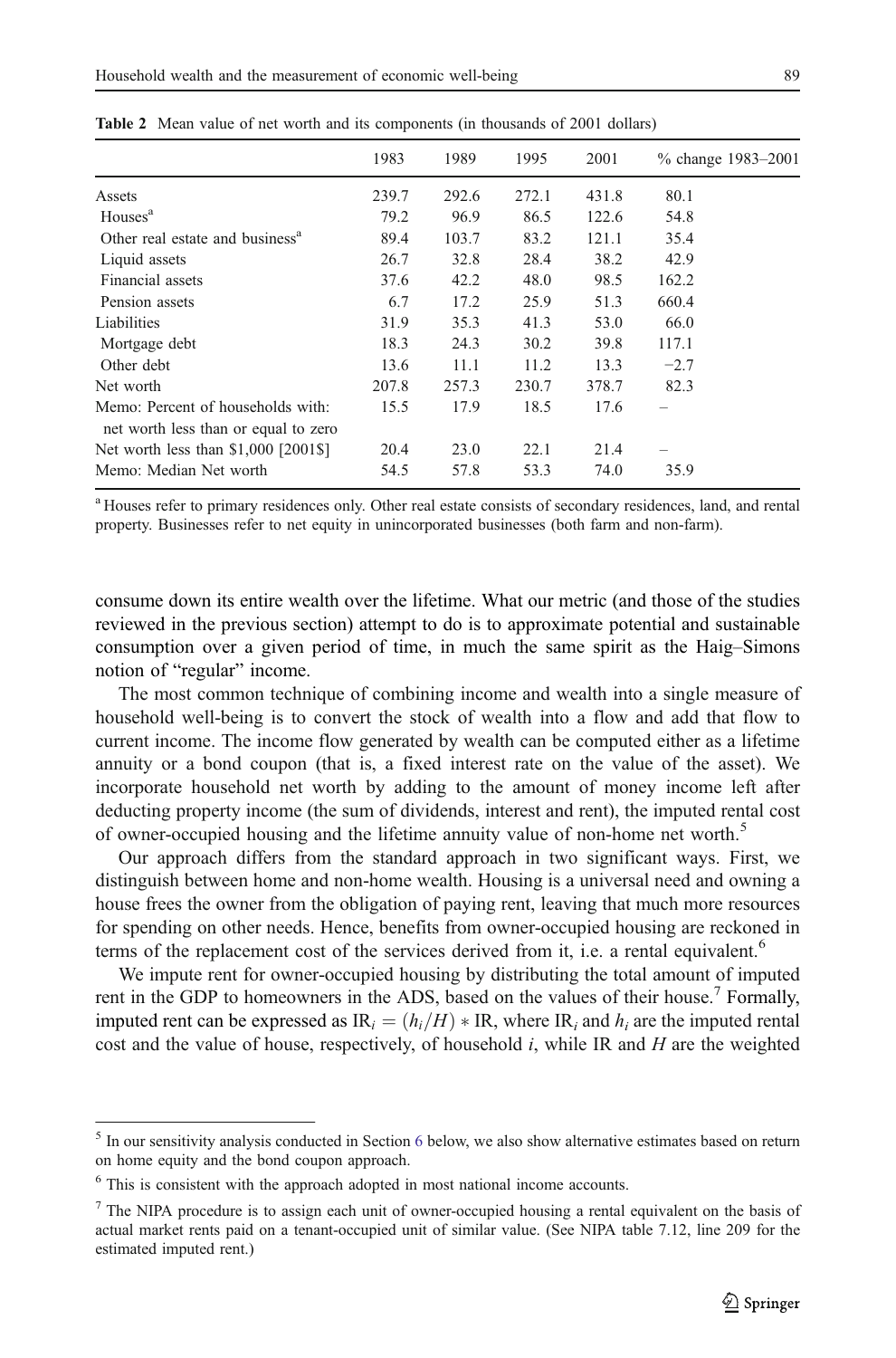**Table 2** Mean value of net worth and its components (in thousands of 2001 dollars)

| | 1983 | 1989 | 1995 | 2001 | % change 1983–2001 |
|---|---|---|---|---|---|
| Assets | 239.7 | 292.6 | 272.1 | 431.8 | 80.1 |
| Houses[a] | 79.2 | 96.9 | 86.5 | 122.6 | 54.8 |
| Other real estate and business[a] | 89.4 | 103.7 | 83.2 | 121.1 | 35.4 |
| Liquid assets | 26.7 | 32.8 | 28.4 | 38.2 | 42.9 |
| Financial assets | 37.6 | 42.2 | 48.0 | 98.5 | 162.2 |
| Pension assets | 6.7 | 17.2 | 25.9 | 51.3 | 660.4 |
| Liabilities | 31.9 | 35.3 | 41.3 | 53.0 | 66.0 |
| Mortgage debt | 18.3 | 24.3 | 30.2 | 39.8 | 117.1 |
| Other debt | 13.6 | 11.1 | 11.2 | 13.3 | −2.7 |
| Net worth | 207.8 | 257.3 | 230.7 | 378.7 | 82.3 |
| Memo: Percent of households with: net worth less than or equal to zero | 15.5 | 17.9 | 18.5 | 17.6 | – |
| Net worth less than $1,000 [2001$] | 20.4 | 23.0 | 22.1 | 21.4 | – |
| Memo: Median Net worth | 54.5 | 57.8 | 53.3 | 74.0 | 35.9 |

[a] Houses refer to primary residences only. Other real estate consists of secondary residences, land, and rental property. Businesses refer to net equity in unincorporated businesses (both farm and non-farm).

consume down its entire wealth over the lifetime. What our metric (and those of the studies reviewed in the previous section) attempt to do is to approximate potential and sustainable consumption over a given period of time, in much the same spirit as the Haig–Simons notion of "regular" income.

The most common technique of combining income and wealth into a single measure of household well-being is to convert the stock of wealth into a flow and add that flow to current income. The income flow generated by wealth can be computed either as a lifetime annuity or a bond coupon (that is, a fixed interest rate on the value of the asset). We incorporate household net worth by adding to the amount of money income left after deducting property income (the sum of dividends, interest and rent), the imputed rental cost of owner-occupied housing and the lifetime annuity value of non-home net worth.[5]

Our approach differs from the standard approach in two significant ways. First, we distinguish between home and non-home wealth. Housing is a universal need and owning a house frees the owner from the obligation of paying rent, leaving that much more resources for spending on other needs. Hence, benefits from owner-occupied housing are reckoned in terms of the replacement cost of the services derived from it, i.e. a rental equivalent.[6]

We impute rent for owner-occupied housing by distributing the total amount of imputed rent in the GDP to homeowners in the ADS, based on the values of their house.[7] Formally, imputed rent can be expressed as $\mathrm{IR}_i = (h_i/H) * \mathrm{IR}$, where $\mathrm{IR}_i$ and $h_i$ are the imputed rental cost and the value of house, respectively, of household $i$, while IR and $H$ are the weighted

[5] In our sensitivity analysis conducted in Section 6 below, we also show alternative estimates based on return on home equity and the bond coupon approach.

[6] This is consistent with the approach adopted in most national income accounts.

[7] The NIPA procedure is to assign each unit of owner-occupied housing a rental equivalent on the basis of actual market rents paid on a tenant-occupied unit of similar value. (See NIPA table 7.12, line 209 for the estimated imputed rent.)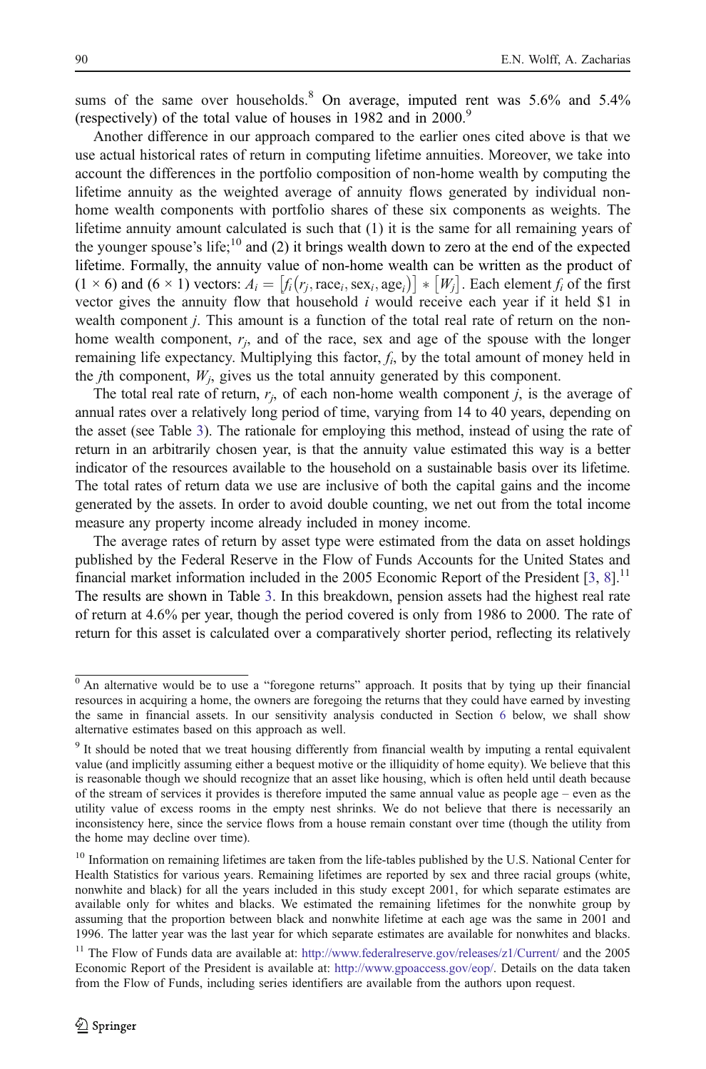sums of the same over households.[8] On average, imputed rent was 5.6% and 5.4% (respectively) of the total value of houses in 1982 and in 2000.[9]

Another difference in our approach compared to the earlier ones cited above is that we use actual historical rates of return in computing lifetime annuities. Moreover, we take into account the differences in the portfolio composition of non-home wealth by computing the lifetime annuity as the weighted average of annuity flows generated by individual non-home wealth components with portfolio shares of these six components as weights. The lifetime annuity amount calculated is such that (1) it is the same for all remaining years of the younger spouse's life;[10] and (2) it brings wealth down to zero at the end of the expected lifetime. Formally, the annuity value of non-home wealth can be written as the product of (1 × 6) and (6 × 1) vectors: $A_i = \left[f_i\left(r_j, \text{race}_i, \text{sex}_i, \text{age}_i\right)\right] * \left[W_j\right]$. Each element $f_i$ of the first vector gives the annuity flow that household $i$ would receive each year if it held \$1 in wealth component $j$. This amount is a function of the total real rate of return on the non-home wealth component, $r_j$, and of the race, sex and age of the spouse with the longer remaining life expectancy. Multiplying this factor, $f_i$, by the total amount of money held in the $j$th component, $W_j$, gives us the total annuity generated by this component.

The total real rate of return, $r_j$, of each non-home wealth component $j$, is the average of annual rates over a relatively long period of time, varying from 14 to 40 years, depending on the asset (see Table 3). The rationale for employing this method, instead of using the rate of return in an arbitrarily chosen year, is that the annuity value estimated this way is a better indicator of the resources available to the household on a sustainable basis over its lifetime. The total rates of return data we use are inclusive of both the capital gains and the income generated by the assets. In order to avoid double counting, we net out from the total income measure any property income already included in money income.

The average rates of return by asset type were estimated from the data on asset holdings published by the Federal Reserve in the Flow of Funds Accounts for the United States and financial market information included in the 2005 Economic Report of the President [3, 8].[11] The results are shown in Table 3. In this breakdown, pension assets had the highest real rate of return at 4.6% per year, though the period covered is only from 1986 to 2000. The rate of return for this asset is calculated over a comparatively shorter period, reflecting its relatively

---

[8] An alternative would be to use a "foregone returns" approach. It posits that by tying up their financial resources in acquiring a home, the owners are foregoing the returns that they could have earned by investing the same in financial assets. In our sensitivity analysis conducted in Section 6 below, we shall show alternative estimates based on this approach as well.

[9] It should be noted that we treat housing differently from financial wealth by imputing a rental equivalent value (and implicitly assuming either a bequest motive or the illiquidity of home equity). We believe that this is reasonable though we should recognize that an asset like housing, which is often held until death because of the stream of services it provides is therefore imputed the same annual value as people age – even as the utility value of excess rooms in the empty nest shrinks. We do not believe that there is necessarily an inconsistency here, since the service flows from a house remain constant over time (though the utility from the home may decline over time).

[10] Information on remaining lifetimes are taken from the life-tables published by the U.S. National Center for Health Statistics for various years. Remaining lifetimes are reported by sex and three racial groups (white, nonwhite and black) for all the years included in this study except 2001, for which separate estimates are available only for whites and blacks. We estimated the remaining lifetimes for the nonwhite group by assuming that the proportion between black and nonwhite lifetime at each age was the same in 2001 and 1996. The latter year was the last year for which separate estimates are available for nonwhites and blacks.

[11] The Flow of Funds data are available at: http://www.federalreserve.gov/releases/z1/Current/ and the 2005 Economic Report of the President is available at: http://www.gpoaccess.gov/eop/. Details on the data taken from the Flow of Funds, including series identifiers are available from the authors upon request.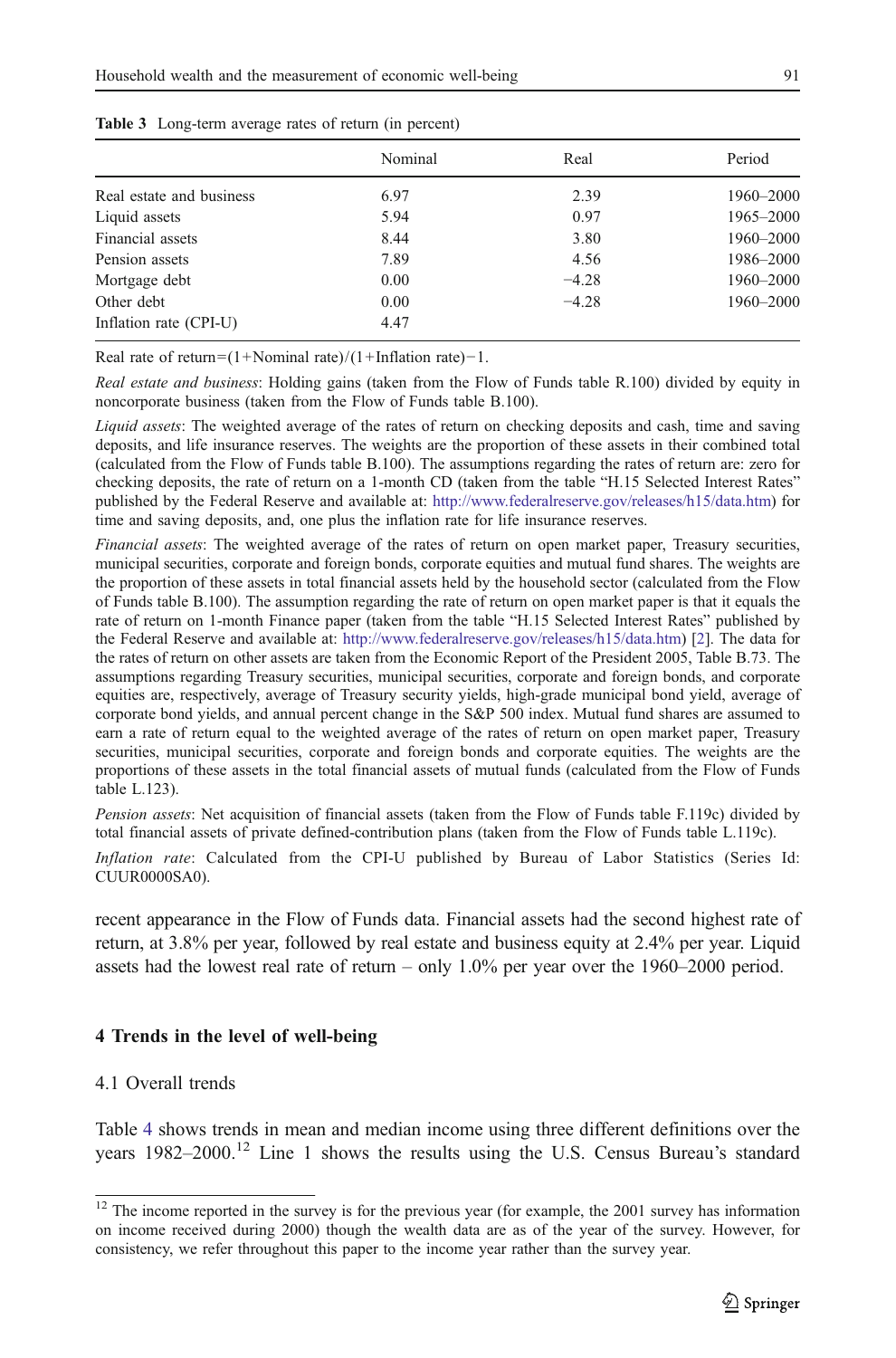**Table 3** Long-term average rates of return (in percent)

| | Nominal | Real | Period |
|---|---|---|---|
| Real estate and business | 6.97 | 2.39 | 1960–2000 |
| Liquid assets | 5.94 | 0.97 | 1965–2000 |
| Financial assets | 8.44 | 3.80 | 1960–2000 |
| Pension assets | 7.89 | 4.56 | 1986–2000 |
| Mortgage debt | 0.00 | −4.28 | 1960–2000 |
| Other debt | 0.00 | −4.28 | 1960–2000 |
| Inflation rate (CPI-U) | 4.47 | | |

Real rate of return=(1+Nominal rate)/(1+Inflation rate)−1.

*Real estate and business*: Holding gains (taken from the Flow of Funds table R.100) divided by equity in noncorporate business (taken from the Flow of Funds table B.100).

*Liquid assets*: The weighted average of the rates of return on checking deposits and cash, time and saving deposits, and life insurance reserves. The weights are the proportion of these assets in their combined total (calculated from the Flow of Funds table B.100). The assumptions regarding the rates of return are: zero for checking deposits, the rate of return on a 1-month CD (taken from the table "H.15 Selected Interest Rates" published by the Federal Reserve and available at: http://www.federalreserve.gov/releases/h15/data.htm) for time and saving deposits, and, one plus the inflation rate for life insurance reserves.

*Financial assets*: The weighted average of the rates of return on open market paper, Treasury securities, municipal securities, corporate and foreign bonds, corporate equities and mutual fund shares. The weights are the proportion of these assets in total financial assets held by the household sector (calculated from the Flow of Funds table B.100). The assumption regarding the rate of return on open market paper is that it equals the rate of return on 1-month Finance paper (taken from the table "H.15 Selected Interest Rates" published by the Federal Reserve and available at: http://www.federalreserve.gov/releases/h15/data.htm) [2]. The data for the rates of return on other assets are taken from the Economic Report of the President 2005, Table B.73. The assumptions regarding Treasury securities, municipal securities, corporate and foreign bonds, and corporate equities are, respectively, average of Treasury security yields, high-grade municipal bond yield, average of corporate bond yields, and annual percent change in the S&P 500 index. Mutual fund shares are assumed to earn a rate of return equal to the weighted average of the rates of return on open market paper, Treasury securities, municipal securities, corporate and foreign bonds and corporate equities. The weights are the proportions of these assets in the total financial assets of mutual funds (calculated from the Flow of Funds table L.123).

*Pension assets*: Net acquisition of financial assets (taken from the Flow of Funds table F.119c) divided by total financial assets of private defined-contribution plans (taken from the Flow of Funds table L.119c).

*Inflation rate*: Calculated from the CPI-U published by Bureau of Labor Statistics (Series Id: CUUR0000SA0).

recent appearance in the Flow of Funds data. Financial assets had the second highest rate of return, at 3.8% per year, followed by real estate and business equity at 2.4% per year. Liquid assets had the lowest real rate of return – only 1.0% per year over the 1960–2000 period.

## 4 Trends in the level of well-being

### 4.1 Overall trends

Table 4 shows trends in mean and median income using three different definitions over the years 1982–2000.[12] Line 1 shows the results using the U.S. Census Bureau's standard

[12] The income reported in the survey is for the previous year (for example, the 2001 survey has information on income received during 2000) though the wealth data are as of the year of the survey. However, for consistency, we refer throughout this paper to the income year rather than the survey year.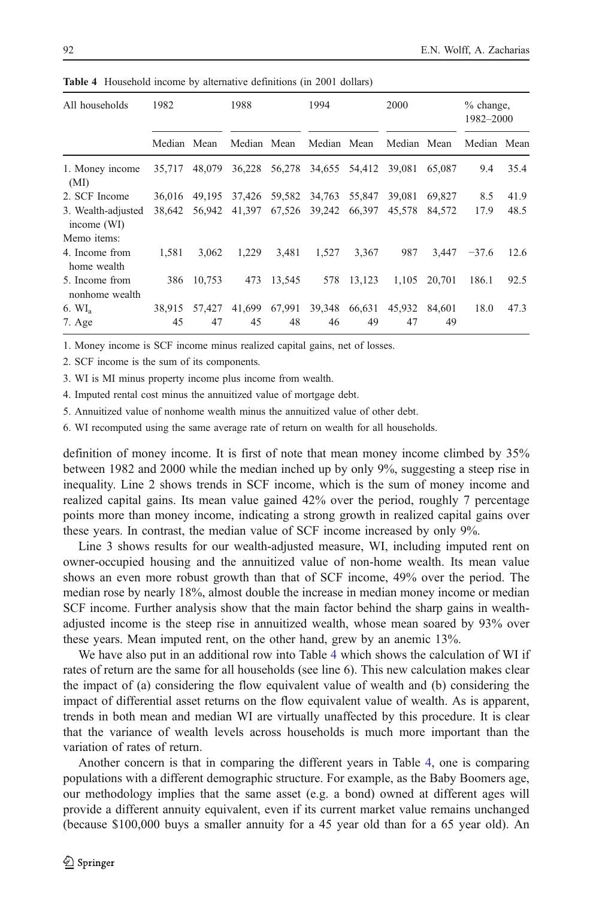**Table 4** Household income by alternative definitions (in 2001 dollars)

| All households | 1982 | | 1988 | | 1994 | | 2000 | | % change, 1982–2000 | |
|---|---|---|---|---|---|---|---|---|---|---|
| | Median | Mean | Median | Mean | Median | Mean | Median | Mean | Median | Mean |
| 1. Money income (MI) | 35,717 | 48,079 | 36,228 | 56,278 | 34,655 | 54,412 | 39,081 | 65,087 | 9.4 | 35.4 |
| 2. SCF Income | 36,016 | 49,195 | 37,426 | 59,582 | 34,763 | 55,847 | 39,081 | 69,827 | 8.5 | 41.9 |
| 3. Wealth-adjusted income (WI) | 38,642 | 56,942 | 41,397 | 67,526 | 39,242 | 66,397 | 45,578 | 84,572 | 17.9 | 48.5 |
| Memo items: | | | | | | | | | | |
| 4. Income from home wealth | 1,581 | 3,062 | 1,229 | 3,481 | 1,527 | 3,367 | 987 | 3,447 | −37.6 | 12.6 |
| 5. Income from nonhome wealth | 386 | 10,753 | 473 | 13,545 | 578 | 13,123 | 1,105 | 20,701 | 186.1 | 92.5 |
| 6. $WI_a$ | 38,915 | 57,427 | 41,699 | 67,991 | 39,348 | 66,631 | 45,932 | 84,601 | 18.0 | 47.3 |
| 7. Age | 45 | 47 | 45 | 48 | 46 | 49 | 47 | 49 | | |

1. Money income is SCF income minus realized capital gains, net of losses.

2. SCF income is the sum of its components.

3. WI is MI minus property income plus income from wealth.

4. Imputed rental cost minus the annuitized value of mortgage debt.

5. Annuitized value of nonhome wealth minus the annuitized value of other debt.

6. WI recomputed using the same average rate of return on wealth for all households.

definition of money income. It is first of note that mean money income climbed by 35% between 1982 and 2000 while the median inched up by only 9%, suggesting a steep rise in inequality. Line 2 shows trends in SCF income, which is the sum of money income and realized capital gains. Its mean value gained 42% over the period, roughly 7 percentage points more than money income, indicating a strong growth in realized capital gains over these years. In contrast, the median value of SCF income increased by only 9%.

Line 3 shows results for our wealth-adjusted measure, WI, including imputed rent on owner-occupied housing and the annuitized value of non-home wealth. Its mean value shows an even more robust growth than that of SCF income, 49% over the period. The median rose by nearly 18%, almost double the increase in median money income or median SCF income. Further analysis show that the main factor behind the sharp gains in wealth-adjusted income is the steep rise in annuitized wealth, whose mean soared by 93% over these years. Mean imputed rent, on the other hand, grew by an anemic 13%.

We have also put in an additional row into Table 4 which shows the calculation of WI if rates of return are the same for all households (see line 6). This new calculation makes clear the impact of (a) considering the flow equivalent value of wealth and (b) considering the impact of differential asset returns on the flow equivalent value of wealth. As is apparent, trends in both mean and median WI are virtually unaffected by this procedure. It is clear that the variance of wealth levels across households is much more important than the variation of rates of return.

Another concern is that in comparing the different years in Table 4, one is comparing populations with a different demographic structure. For example, as the Baby Boomers age, our methodology implies that the same asset (e.g. a bond) owned at different ages will provide a different annuity equivalent, even if its current market value remains unchanged (because \$100,000 buys a smaller annuity for a 45 year old than for a 65 year old). An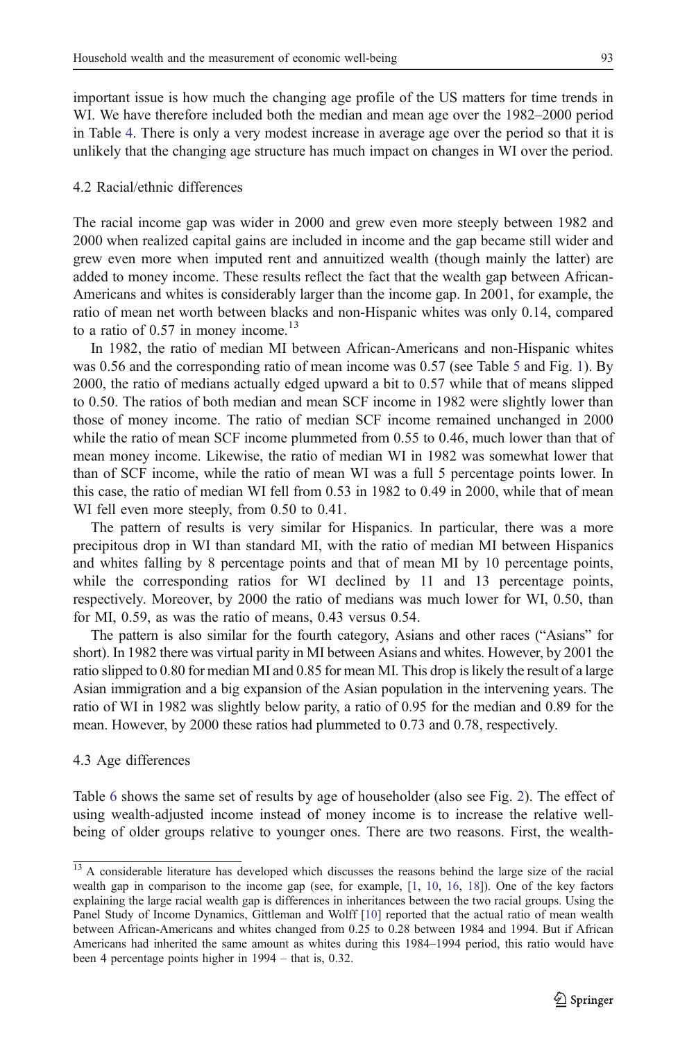important issue is how much the changing age profile of the US matters for time trends in WI. We have therefore included both the median and mean age over the 1982–2000 period in Table 4. There is only a very modest increase in average age over the period so that it is unlikely that the changing age structure has much impact on changes in WI over the period.

### 4.2 Racial/ethnic differences

The racial income gap was wider in 2000 and grew even more steeply between 1982 and 2000 when realized capital gains are included in income and the gap became still wider and grew even more when imputed rent and annuitized wealth (though mainly the latter) are added to money income. These results reflect the fact that the wealth gap between African-Americans and whites is considerably larger than the income gap. In 2001, for example, the ratio of mean net worth between blacks and non-Hispanic whites was only 0.14, compared to a ratio of 0.57 in money income.[13]

In 1982, the ratio of median MI between African-Americans and non-Hispanic whites was 0.56 and the corresponding ratio of mean income was 0.57 (see Table 5 and Fig. 1). By 2000, the ratio of medians actually edged upward a bit to 0.57 while that of means slipped to 0.50. The ratios of both median and mean SCF income in 1982 were slightly lower than those of money income. The ratio of median SCF income remained unchanged in 2000 while the ratio of mean SCF income plummeted from 0.55 to 0.46, much lower than that of mean money income. Likewise, the ratio of median WI in 1982 was somewhat lower that than of SCF income, while the ratio of mean WI was a full 5 percentage points lower. In this case, the ratio of median WI fell from 0.53 in 1982 to 0.49 in 2000, while that of mean WI fell even more steeply, from 0.50 to 0.41.

The pattern of results is very similar for Hispanics. In particular, there was a more precipitous drop in WI than standard MI, with the ratio of median MI between Hispanics and whites falling by 8 percentage points and that of mean MI by 10 percentage points, while the corresponding ratios for WI declined by 11 and 13 percentage points, respectively. Moreover, by 2000 the ratio of medians was much lower for WI, 0.50, than for MI, 0.59, as was the ratio of means, 0.43 versus 0.54.

The pattern is also similar for the fourth category, Asians and other races ("Asians" for short). In 1982 there was virtual parity in MI between Asians and whites. However, by 2001 the ratio slipped to 0.80 for median MI and 0.85 for mean MI. This drop is likely the result of a large Asian immigration and a big expansion of the Asian population in the intervening years. The ratio of WI in 1982 was slightly below parity, a ratio of 0.95 for the median and 0.89 for the mean. However, by 2000 these ratios had plummeted to 0.73 and 0.78, respectively.

### 4.3 Age differences

Table 6 shows the same set of results by age of householder (also see Fig. 2). The effect of using wealth-adjusted income instead of money income is to increase the relative well-being of older groups relative to younger ones. There are two reasons. First, the wealth-

---

[13] A considerable literature has developed which discusses the reasons behind the large size of the racial wealth gap in comparison to the income gap (see, for example, [1, 10, 16, 18]). One of the key factors explaining the large racial wealth gap is differences in inheritances between the two racial groups. Using the Panel Study of Income Dynamics, Gittleman and Wolff [10] reported that the actual ratio of mean wealth between African-Americans and whites changed from 0.25 to 0.28 between 1984 and 1994. But if African Americans had inherited the same amount as whites during this 1984–1994 period, this ratio would have been 4 percentage points higher in 1994 – that is, 0.32.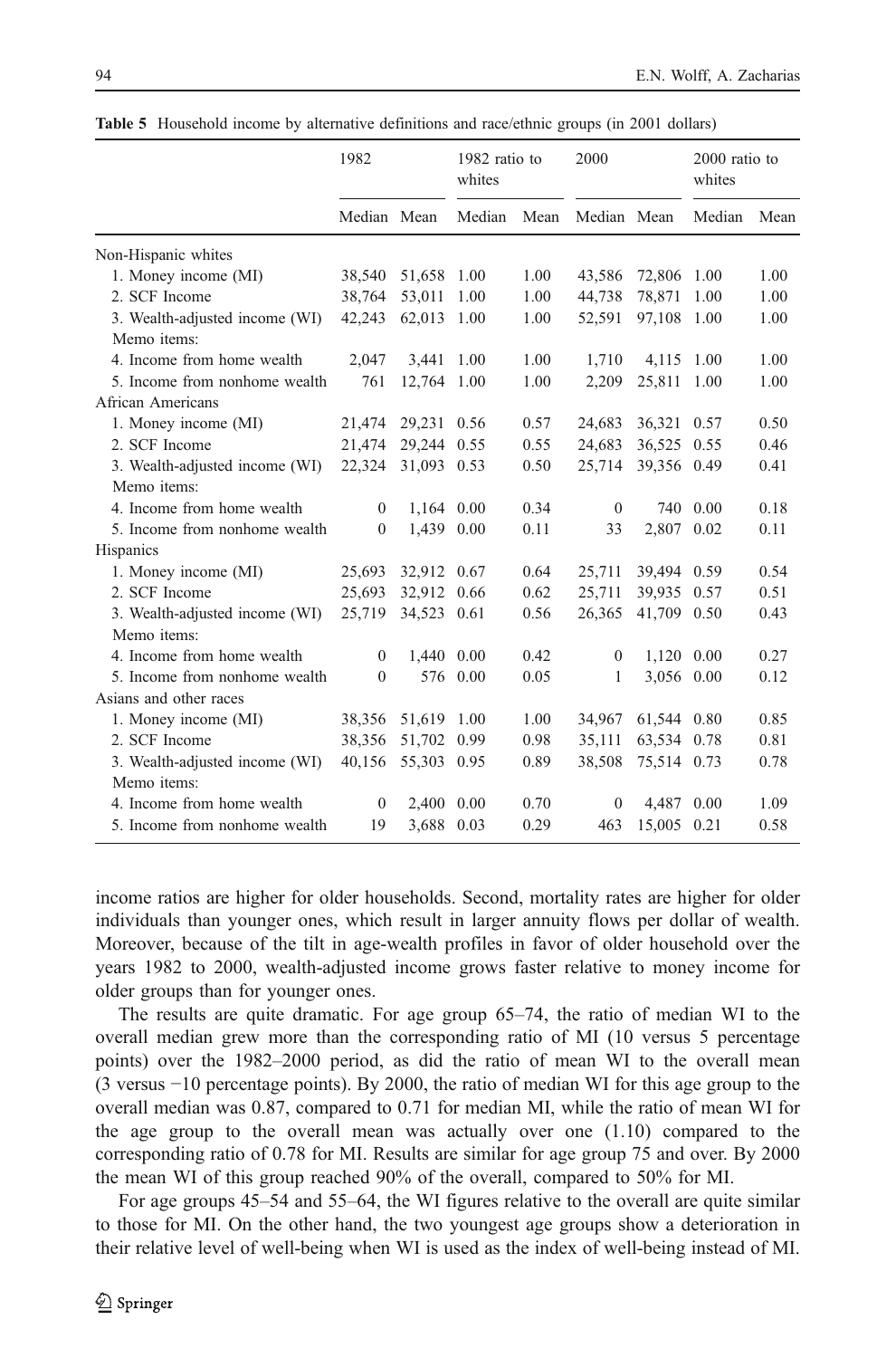**Table 5** Household income by alternative definitions and race/ethnic groups (in 2001 dollars)

| | 1982 | | 1982 ratio to whites | | 2000 | | 2000 ratio to whites | |
|---|---|---|---|---|---|---|---|---|
| | Median | Mean | Median | Mean | Median | Mean | Median | Mean |
| Non-Hispanic whites | | | | | | | | |
| 1. Money income (MI) | 38,540 | 51,658 | 1.00 | 1.00 | 43,586 | 72,806 | 1.00 | 1.00 |
| 2. SCF Income | 38,764 | 53,011 | 1.00 | 1.00 | 44,738 | 78,871 | 1.00 | 1.00 |
| 3. Wealth-adjusted income (WI) | 42,243 | 62,013 | 1.00 | 1.00 | 52,591 | 97,108 | 1.00 | 1.00 |
| Memo items: | | | | | | | | |
| 4. Income from home wealth | 2,047 | 3,441 | 1.00 | 1.00 | 1,710 | 4,115 | 1.00 | 1.00 |
| 5. Income from nonhome wealth | 761 | 12,764 | 1.00 | 1.00 | 2,209 | 25,811 | 1.00 | 1.00 |
| African Americans | | | | | | | | |
| 1. Money income (MI) | 21,474 | 29,231 | 0.56 | 0.57 | 24,683 | 36,321 | 0.57 | 0.50 |
| 2. SCF Income | 21,474 | 29,244 | 0.55 | 0.55 | 24,683 | 36,525 | 0.55 | 0.46 |
| 3. Wealth-adjusted income (WI) | 22,324 | 31,093 | 0.53 | 0.50 | 25,714 | 39,356 | 0.49 | 0.41 |
| Memo items: | | | | | | | | |
| 4. Income from home wealth | 0 | 1,164 | 0.00 | 0.34 | 0 | 740 | 0.00 | 0.18 |
| 5. Income from nonhome wealth | 0 | 1,439 | 0.00 | 0.11 | 33 | 2,807 | 0.02 | 0.11 |
| Hispanics | | | | | | | | |
| 1. Money income (MI) | 25,693 | 32,912 | 0.67 | 0.64 | 25,711 | 39,494 | 0.59 | 0.54 |
| 2. SCF Income | 25,693 | 32,912 | 0.66 | 0.62 | 25,711 | 39,935 | 0.57 | 0.51 |
| 3. Wealth-adjusted income (WI) | 25,719 | 34,523 | 0.61 | 0.56 | 26,365 | 41,709 | 0.50 | 0.43 |
| Memo items: | | | | | | | | |
| 4. Income from home wealth | 0 | 1,440 | 0.00 | 0.42 | 0 | 1,120 | 0.00 | 0.27 |
| 5. Income from nonhome wealth | 0 | 576 | 0.00 | 0.05 | 1 | 3,056 | 0.00 | 0.12 |
| Asians and other races | | | | | | | | |
| 1. Money income (MI) | 38,356 | 51,619 | 1.00 | 1.00 | 34,967 | 61,544 | 0.80 | 0.85 |
| 2. SCF Income | 38,356 | 51,702 | 0.99 | 0.98 | 35,111 | 63,534 | 0.78 | 0.81 |
| 3. Wealth-adjusted income (WI) | 40,156 | 55,303 | 0.95 | 0.89 | 38,508 | 75,514 | 0.73 | 0.78 |
| Memo items: | | | | | | | | |
| 4. Income from home wealth | 0 | 2,400 | 0.00 | 0.70 | 0 | 4,487 | 0.00 | 1.09 |
| 5. Income from nonhome wealth | 19 | 3,688 | 0.03 | 0.29 | 463 | 15,005 | 0.21 | 0.58 |

income ratios are higher for older households. Second, mortality rates are higher for older individuals than younger ones, which result in larger annuity flows per dollar of wealth. Moreover, because of the tilt in age-wealth profiles in favor of older household over the years 1982 to 2000, wealth-adjusted income grows faster relative to money income for older groups than for younger ones.

The results are quite dramatic. For age group 65–74, the ratio of median WI to the overall median grew more than the corresponding ratio of MI (10 versus 5 percentage points) over the 1982–2000 period, as did the ratio of mean WI to the overall mean (3 versus −10 percentage points). By 2000, the ratio of median WI for this age group to the overall median was 0.87, compared to 0.71 for median MI, while the ratio of mean WI for the age group to the overall mean was actually over one (1.10) compared to the corresponding ratio of 0.78 for MI. Results are similar for age group 75 and over. By 2000 the mean WI of this group reached 90% of the overall, compared to 50% for MI.

For age groups 45–54 and 55–64, the WI figures relative to the overall are quite similar to those for MI. On the other hand, the two youngest age groups show a deterioration in their relative level of well-being when WI is used as the index of well-being instead of MI.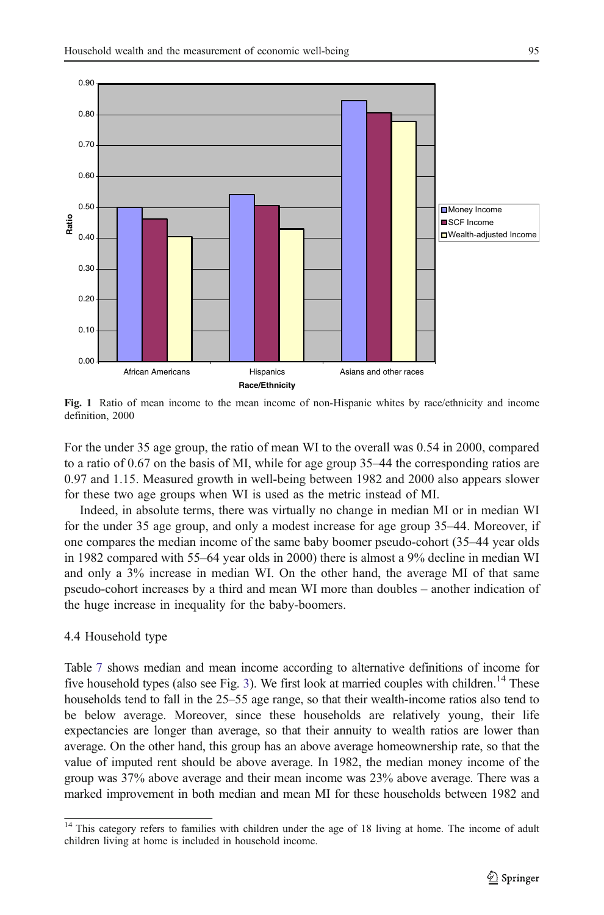**Fig. 1** Ratio of mean income to the mean income of non-Hispanic whites by race/ethnicity and income definition, 2000

For the under 35 age group, the ratio of mean WI to the overall was 0.54 in 2000, compared to a ratio of 0.67 on the basis of MI, while for age group 35–44 the corresponding ratios are 0.97 and 1.15. Measured growth in well-being between 1982 and 2000 also appears slower for these two age groups when WI is used as the metric instead of MI.

Indeed, in absolute terms, there was virtually no change in median MI or in median WI for the under 35 age group, and only a modest increase for age group 35–44. Moreover, if one compares the median income of the same baby boomer pseudo-cohort (35–44 year olds in 1982 compared with 55–64 year olds in 2000) there is almost a 9% decline in median WI and only a 3% increase in median WI. On the other hand, the average MI of that same pseudo-cohort increases by a third and mean WI more than doubles – another indication of the huge increase in inequality for the baby-boomers.

### 4.4 Household type

Table 7 shows median and mean income according to alternative definitions of income for five household types (also see Fig. 3). We first look at married couples with children.[14] These households tend to fall in the 25–55 age range, so that their wealth-income ratios also tend to be below average. Moreover, since these households are relatively young, their life expectancies are longer than average, so that their annuity to wealth ratios are lower than average. On the other hand, this group has an above average homeownership rate, so that the value of imputed rent should be above average. In 1982, the median money income of the group was 37% above average and their mean income was 23% above average. There was a marked improvement in both median and mean MI for these households between 1982 and

---

[14] This category refers to families with children under the age of 18 living at home. The income of adult children living at home is included in household income.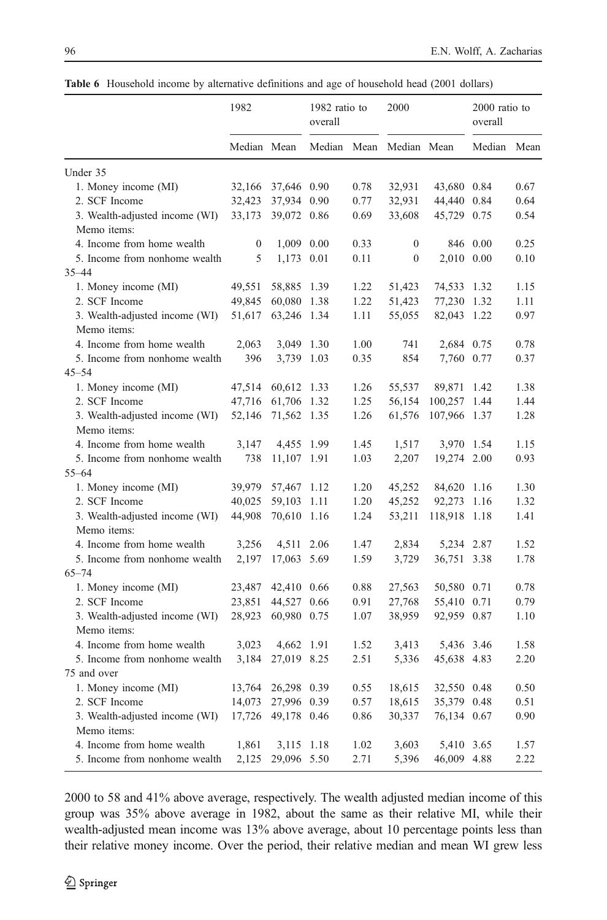**Table 6** Household income by alternative definitions and age of household head (2001 dollars)

| | 1982 | | 1982 ratio to overall | | 2000 | | 2000 ratio to overall | |
|---|---|---|---|---|---|---|---|---|
| | Median | Mean | Median | Mean | Median | Mean | Median | Mean |
| Under 35 | | | | | | | | |
| 1. Money income (MI) | 32,166 | 37,646 | 0.90 | 0.78 | 32,931 | 43,680 | 0.84 | 0.67 |
| 2. SCF Income | 32,423 | 37,934 | 0.90 | 0.77 | 32,931 | 44,440 | 0.84 | 0.64 |
| 3. Wealth-adjusted income (WI) | 33,173 | 39,072 | 0.86 | 0.69 | 33,608 | 45,729 | 0.75 | 0.54 |
| Memo items: | | | | | | | | |
| 4. Income from home wealth | 0 | 1,009 | 0.00 | 0.33 | 0 | 846 | 0.00 | 0.25 |
| 5. Income from nonhome wealth | 5 | 1,173 | 0.01 | 0.11 | 0 | 2,010 | 0.00 | 0.10 |
| 35–44 | | | | | | | | |
| 1. Money income (MI) | 49,551 | 58,885 | 1.39 | 1.22 | 51,423 | 74,533 | 1.32 | 1.15 |
| 2. SCF Income | 49,845 | 60,080 | 1.38 | 1.22 | 51,423 | 77,230 | 1.32 | 1.11 |
| 3. Wealth-adjusted income (WI) | 51,617 | 63,246 | 1.34 | 1.11 | 55,055 | 82,043 | 1.22 | 0.97 |
| Memo items: | | | | | | | | |
| 4. Income from home wealth | 2,063 | 3,049 | 1.30 | 1.00 | 741 | 2,684 | 0.75 | 0.78 |
| 5. Income from nonhome wealth | 396 | 3,739 | 1.03 | 0.35 | 854 | 7,760 | 0.77 | 0.37 |
| 45–54 | | | | | | | | |
| 1. Money income (MI) | 47,514 | 60,612 | 1.33 | 1.26 | 55,537 | 89,871 | 1.42 | 1.38 |
| 2. SCF Income | 47,716 | 61,706 | 1.32 | 1.25 | 56,154 | 100,257 | 1.44 | 1.44 |
| 3. Wealth-adjusted income (WI) | 52,146 | 71,562 | 1.35 | 1.26 | 61,576 | 107,966 | 1.37 | 1.28 |
| Memo items: | | | | | | | | |
| 4. Income from home wealth | 3,147 | 4,455 | 1.99 | 1.45 | 1,517 | 3,970 | 1.54 | 1.15 |
| 5. Income from nonhome wealth | 738 | 11,107 | 1.91 | 1.03 | 2,207 | 19,274 | 2.00 | 0.93 |
| 55–64 | | | | | | | | |
| 1. Money income (MI) | 39,979 | 57,467 | 1.12 | 1.20 | 45,252 | 84,620 | 1.16 | 1.30 |
| 2. SCF Income | 40,025 | 59,103 | 1.11 | 1.20 | 45,252 | 92,273 | 1.16 | 1.32 |
| 3. Wealth-adjusted income (WI) | 44,908 | 70,610 | 1.16 | 1.24 | 53,211 | 118,918 | 1.18 | 1.41 |
| Memo items: | | | | | | | | |
| 4. Income from home wealth | 3,256 | 4,511 | 2.06 | 1.47 | 2,834 | 5,234 | 2.87 | 1.52 |
| 5. Income from nonhome wealth | 2,197 | 17,063 | 5.69 | 1.59 | 3,729 | 36,751 | 3.38 | 1.78 |
| 65–74 | | | | | | | | |
| 1. Money income (MI) | 23,487 | 42,410 | 0.66 | 0.88 | 27,563 | 50,580 | 0.71 | 0.78 |
| 2. SCF Income | 23,851 | 44,527 | 0.66 | 0.91 | 27,768 | 55,410 | 0.71 | 0.79 |
| 3. Wealth-adjusted income (WI) | 28,923 | 60,980 | 0.75 | 1.07 | 38,959 | 92,959 | 0.87 | 1.10 |
| Memo items: | | | | | | | | |
| 4. Income from home wealth | 3,023 | 4,662 | 1.91 | 1.52 | 3,413 | 5,436 | 3.46 | 1.58 |
| 5. Income from nonhome wealth | 3,184 | 27,019 | 8.25 | 2.51 | 5,336 | 45,638 | 4.83 | 2.20 |
| 75 and over | | | | | | | | |
| 1. Money income (MI) | 13,764 | 26,298 | 0.39 | 0.55 | 18,615 | 32,550 | 0.48 | 0.50 |
| 2. SCF Income | 14,073 | 27,996 | 0.39 | 0.57 | 18,615 | 35,379 | 0.48 | 0.51 |
| 3. Wealth-adjusted income (WI) | 17,726 | 49,178 | 0.46 | 0.86 | 30,337 | 76,134 | 0.67 | 0.90 |
| Memo items: | | | | | | | | |
| 4. Income from home wealth | 1,861 | 3,115 | 1.18 | 1.02 | 3,603 | 5,410 | 3.65 | 1.57 |
| 5. Income from nonhome wealth | 2,125 | 29,096 | 5.50 | 2.71 | 5,396 | 46,009 | 4.88 | 2.22 |

2000 to 58 and 41% above average, respectively. The wealth adjusted median income of this group was 35% above average in 1982, about the same as their relative MI, while their wealth-adjusted mean income was 13% above average, about 10 percentage points less than their relative money income. Over the period, their relative median and mean WI grew less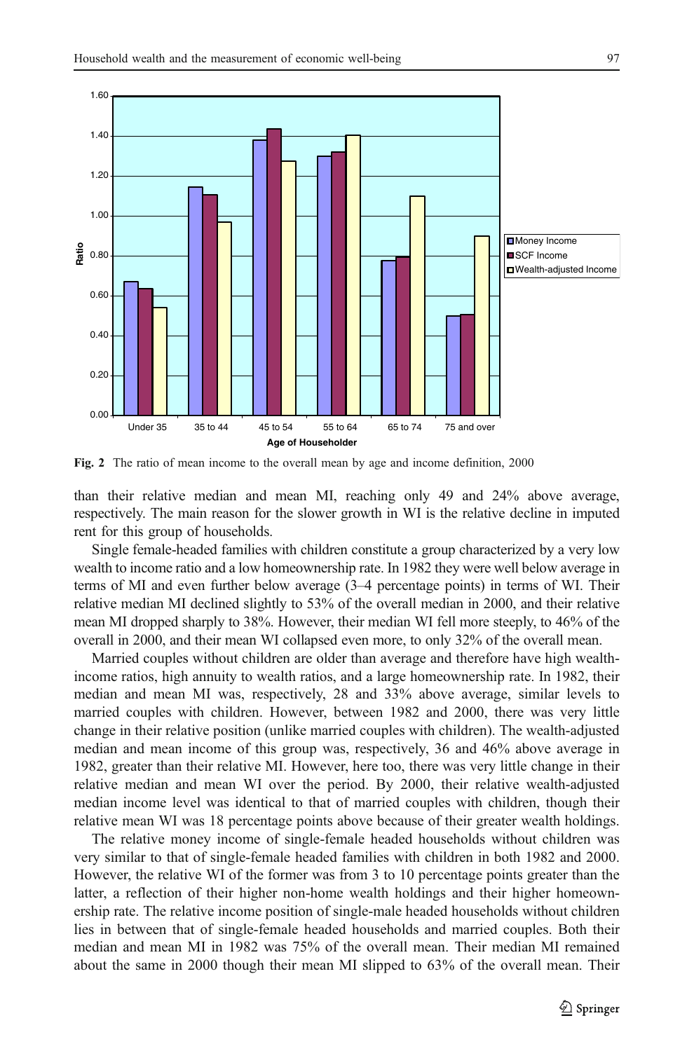**Fig. 2** The ratio of mean income to the overall mean by age and income definition, 2000

than their relative median and mean MI, reaching only 49 and 24% above average, respectively. The main reason for the slower growth in WI is the relative decline in imputed rent for this group of households.

Single female-headed families with children constitute a group characterized by a very low wealth to income ratio and a low homeownership rate. In 1982 they were well below average in terms of MI and even further below average (3–4 percentage points) in terms of WI. Their relative median MI declined slightly to 53% of the overall median in 2000, and their relative mean MI dropped sharply to 38%. However, their median WI fell more steeply, to 46% of the overall in 2000, and their mean WI collapsed even more, to only 32% of the overall mean.

Married couples without children are older than average and therefore have high wealth-income ratios, high annuity to wealth ratios, and a large homeownership rate. In 1982, their median and mean MI was, respectively, 28 and 33% above average, similar levels to married couples with children. However, between 1982 and 2000, there was very little change in their relative position (unlike married couples with children). The wealth-adjusted median and mean income of this group was, respectively, 36 and 46% above average in 1982, greater than their relative MI. However, here too, there was very little change in their relative median and mean WI over the period. By 2000, their relative wealth-adjusted median income level was identical to that of married couples with children, though their relative mean WI was 18 percentage points above because of their greater wealth holdings.

The relative money income of single-female headed households without children was very similar to that of single-female headed families with children in both 1982 and 2000. However, the relative WI of the former was from 3 to 10 percentage points greater than the latter, a reflection of their higher non-home wealth holdings and their higher homeownership rate. The relative income position of single-male headed households without children lies in between that of single-female headed households and married couples. Both their median and mean MI in 1982 was 75% of the overall mean. Their median MI remained about the same in 2000 though their mean MI slipped to 63% of the overall mean. Their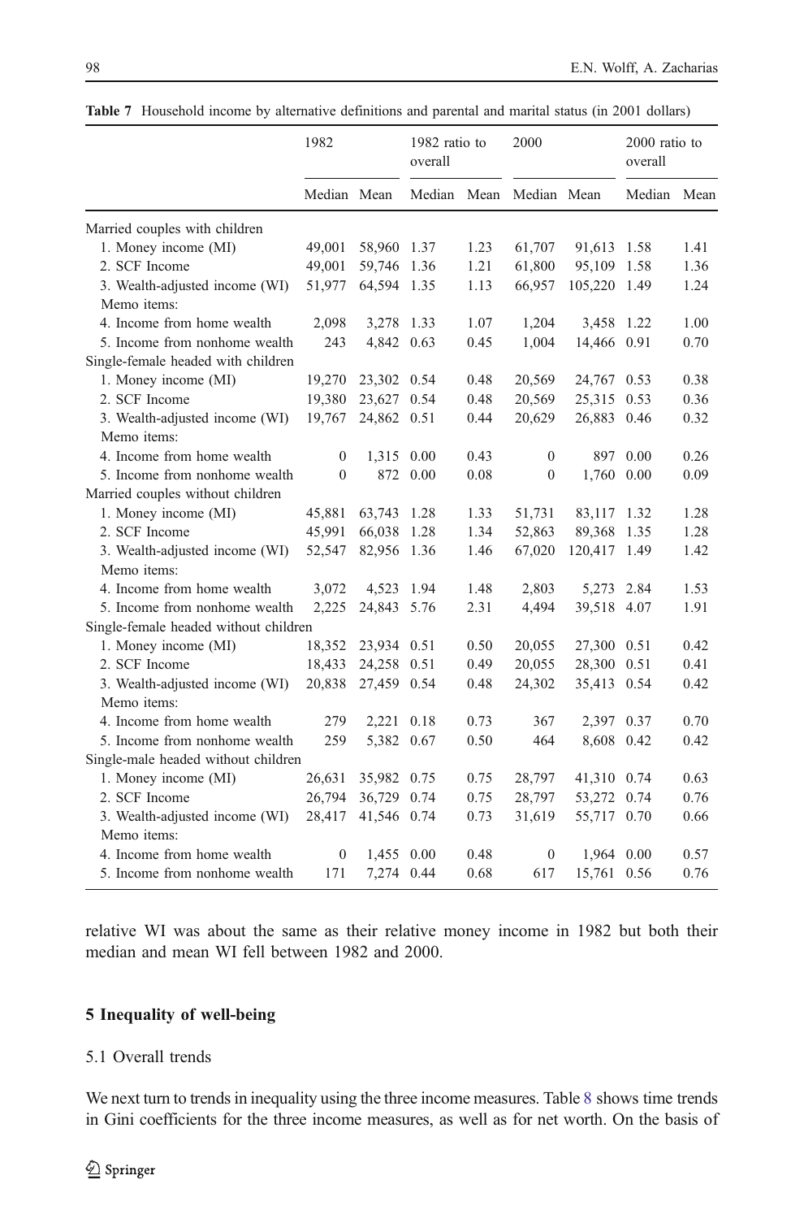**Table 7** Household income by alternative definitions and parental and marital status (in 2001 dollars)

| | 1982 | | 1982 ratio to overall | | 2000 | | 2000 ratio to overall | |
|---|---|---|---|---|---|---|---|---|
| | Median | Mean | Median | Mean | Median | Mean | Median | Mean |
| Married couples with children | | | | | | | | |
| 1. Money income (MI) | 49,001 | 58,960 | 1.37 | 1.23 | 61,707 | 91,613 | 1.58 | 1.41 |
| 2. SCF Income | 49,001 | 59,746 | 1.36 | 1.21 | 61,800 | 95,109 | 1.58 | 1.36 |
| 3. Wealth-adjusted income (WI) | 51,977 | 64,594 | 1.35 | 1.13 | 66,957 | 105,220 | 1.49 | 1.24 |
| Memo items: | | | | | | | | |
| 4. Income from home wealth | 2,098 | 3,278 | 1.33 | 1.07 | 1,204 | 3,458 | 1.22 | 1.00 |
| 5. Income from nonhome wealth | 243 | 4,842 | 0.63 | 0.45 | 1,004 | 14,466 | 0.91 | 0.70 |
| Single-female headed with children | | | | | | | | |
| 1. Money income (MI) | 19,270 | 23,302 | 0.54 | 0.48 | 20,569 | 24,767 | 0.53 | 0.38 |
| 2. SCF Income | 19,380 | 23,627 | 0.54 | 0.48 | 20,569 | 25,315 | 0.53 | 0.36 |
| 3. Wealth-adjusted income (WI) | 19,767 | 24,862 | 0.51 | 0.44 | 20,629 | 26,883 | 0.46 | 0.32 |
| Memo items: | | | | | | | | |
| 4. Income from home wealth | 0 | 1,315 | 0.00 | 0.43 | 0 | 897 | 0.00 | 0.26 |
| 5. Income from nonhome wealth | 0 | 872 | 0.00 | 0.08 | 0 | 1,760 | 0.00 | 0.09 |
| Married couples without children | | | | | | | | |
| 1. Money income (MI) | 45,881 | 63,743 | 1.28 | 1.33 | 51,731 | 83,117 | 1.32 | 1.28 |
| 2. SCF Income | 45,991 | 66,038 | 1.28 | 1.34 | 52,863 | 89,368 | 1.35 | 1.28 |
| 3. Wealth-adjusted income (WI) | 52,547 | 82,956 | 1.36 | 1.46 | 67,020 | 120,417 | 1.49 | 1.42 |
| Memo items: | | | | | | | | |
| 4. Income from home wealth | 3,072 | 4,523 | 1.94 | 1.48 | 2,803 | 5,273 | 2.84 | 1.53 |
| 5. Income from nonhome wealth | 2,225 | 24,843 | 5.76 | 2.31 | 4,494 | 39,518 | 4.07 | 1.91 |
| Single-female headed without children | | | | | | | | |
| 1. Money income (MI) | 18,352 | 23,934 | 0.51 | 0.50 | 20,055 | 27,300 | 0.51 | 0.42 |
| 2. SCF Income | 18,433 | 24,258 | 0.51 | 0.49 | 20,055 | 28,300 | 0.51 | 0.41 |
| 3. Wealth-adjusted income (WI) | 20,838 | 27,459 | 0.54 | 0.48 | 24,302 | 35,413 | 0.54 | 0.42 |
| Memo items: | | | | | | | | |
| 4. Income from home wealth | 279 | 2,221 | 0.18 | 0.73 | 367 | 2,397 | 0.37 | 0.70 |
| 5. Income from nonhome wealth | 259 | 5,382 | 0.67 | 0.50 | 464 | 8,608 | 0.42 | 0.42 |
| Single-male headed without children | | | | | | | | |
| 1. Money income (MI) | 26,631 | 35,982 | 0.75 | 0.75 | 28,797 | 41,310 | 0.74 | 0.63 |
| 2. SCF Income | 26,794 | 36,729 | 0.74 | 0.75 | 28,797 | 53,272 | 0.74 | 0.76 |
| 3. Wealth-adjusted income (WI) | 28,417 | 41,546 | 0.74 | 0.73 | 31,619 | 55,717 | 0.70 | 0.66 |
| Memo items: | | | | | | | | |
| 4. Income from home wealth | 0 | 1,455 | 0.00 | 0.48 | 0 | 1,964 | 0.00 | 0.57 |
| 5. Income from nonhome wealth | 171 | 7,274 | 0.44 | 0.68 | 617 | 15,761 | 0.56 | 0.76 |

relative WI was about the same as their relative money income in 1982 but both their median and mean WI fell between 1982 and 2000.

## 5 Inequality of well-being

### 5.1 Overall trends

We next turn to trends in inequality using the three income measures. Table 8 shows time trends in Gini coefficients for the three income measures, as well as for net worth. On the basis of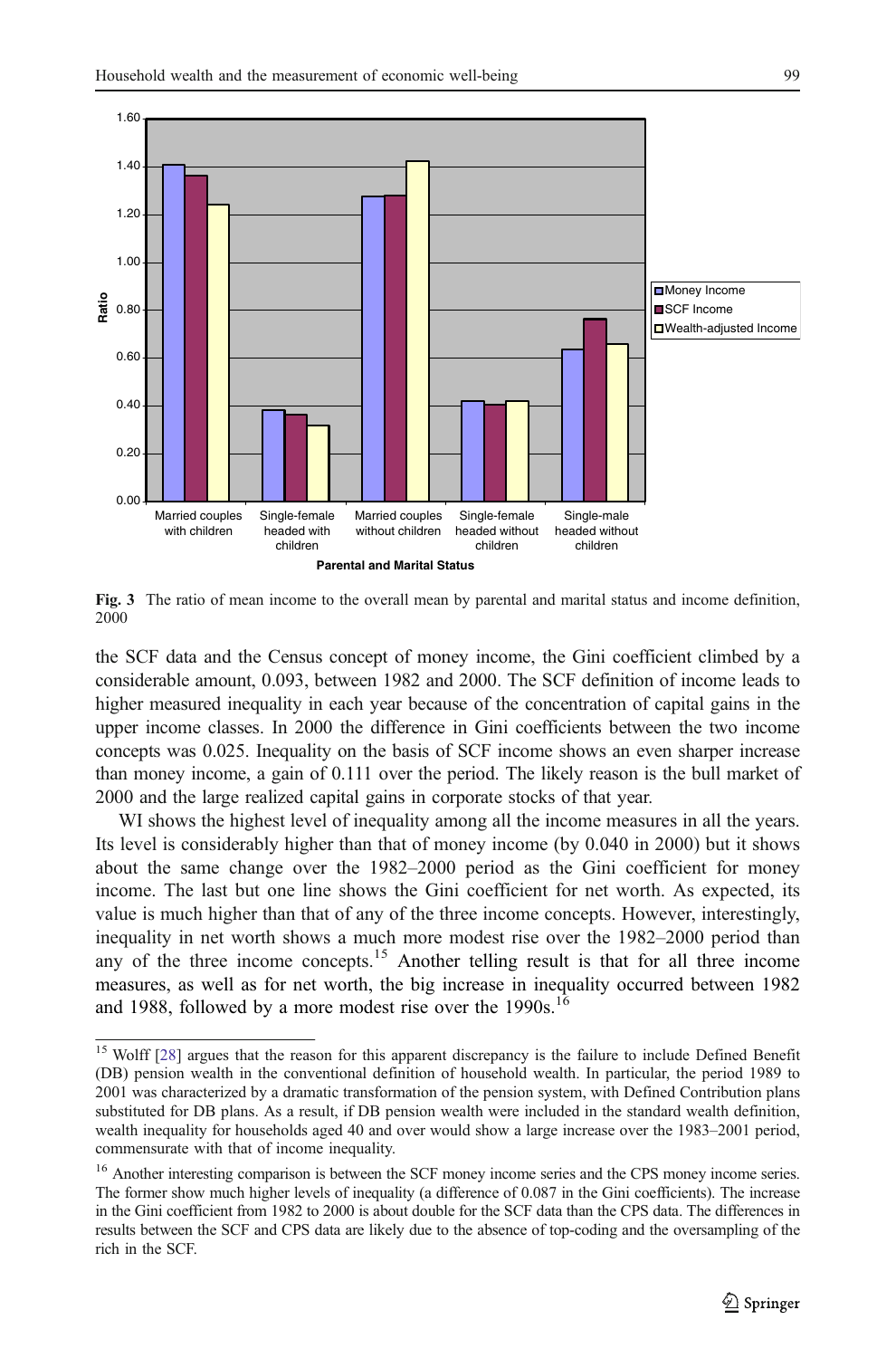Fig. 3 The ratio of mean income to the overall mean by parental and marital status and income definition, 2000

the SCF data and the Census concept of money income, the Gini coefficient climbed by a considerable amount, 0.093, between 1982 and 2000. The SCF definition of income leads to higher measured inequality in each year because of the concentration of capital gains in the upper income classes. In 2000 the difference in Gini coefficients between the two income concepts was 0.025. Inequality on the basis of SCF income shows an even sharper increase than money income, a gain of 0.111 over the period. The likely reason is the bull market of 2000 and the large realized capital gains in corporate stocks of that year.

WI shows the highest level of inequality among all the income measures in all the years. Its level is considerably higher than that of money income (by 0.040 in 2000) but it shows about the same change over the 1982–2000 period as the Gini coefficient for money income. The last but one line shows the Gini coefficient for net worth. As expected, its value is much higher than that of any of the three income concepts. However, interestingly, inequality in net worth shows a much more modest rise over the 1982–2000 period than any of the three income concepts.[15] Another telling result is that for all three income measures, as well as for net worth, the big increase in inequality occurred between 1982 and 1988, followed by a more modest rise over the 1990s.[16]

---

[15] Wolff [28] argues that the reason for this apparent discrepancy is the failure to include Defined Benefit (DB) pension wealth in the conventional definition of household wealth. In particular, the period 1989 to 2001 was characterized by a dramatic transformation of the pension system, with Defined Contribution plans substituted for DB plans. As a result, if DB pension wealth were included in the standard wealth definition, wealth inequality for households aged 40 and over would show a large increase over the 1983–2001 period, commensurate with that of income inequality.

[16] Another interesting comparison is between the SCF money income series and the CPS money income series. The former show much higher levels of inequality (a difference of 0.087 in the Gini coefficients). The increase in the Gini coefficient from 1982 to 2000 is about double for the SCF data than the CPS data. The differences in results between the SCF and CPS data are likely due to the absence of top-coding and the oversampling of the rich in the SCF.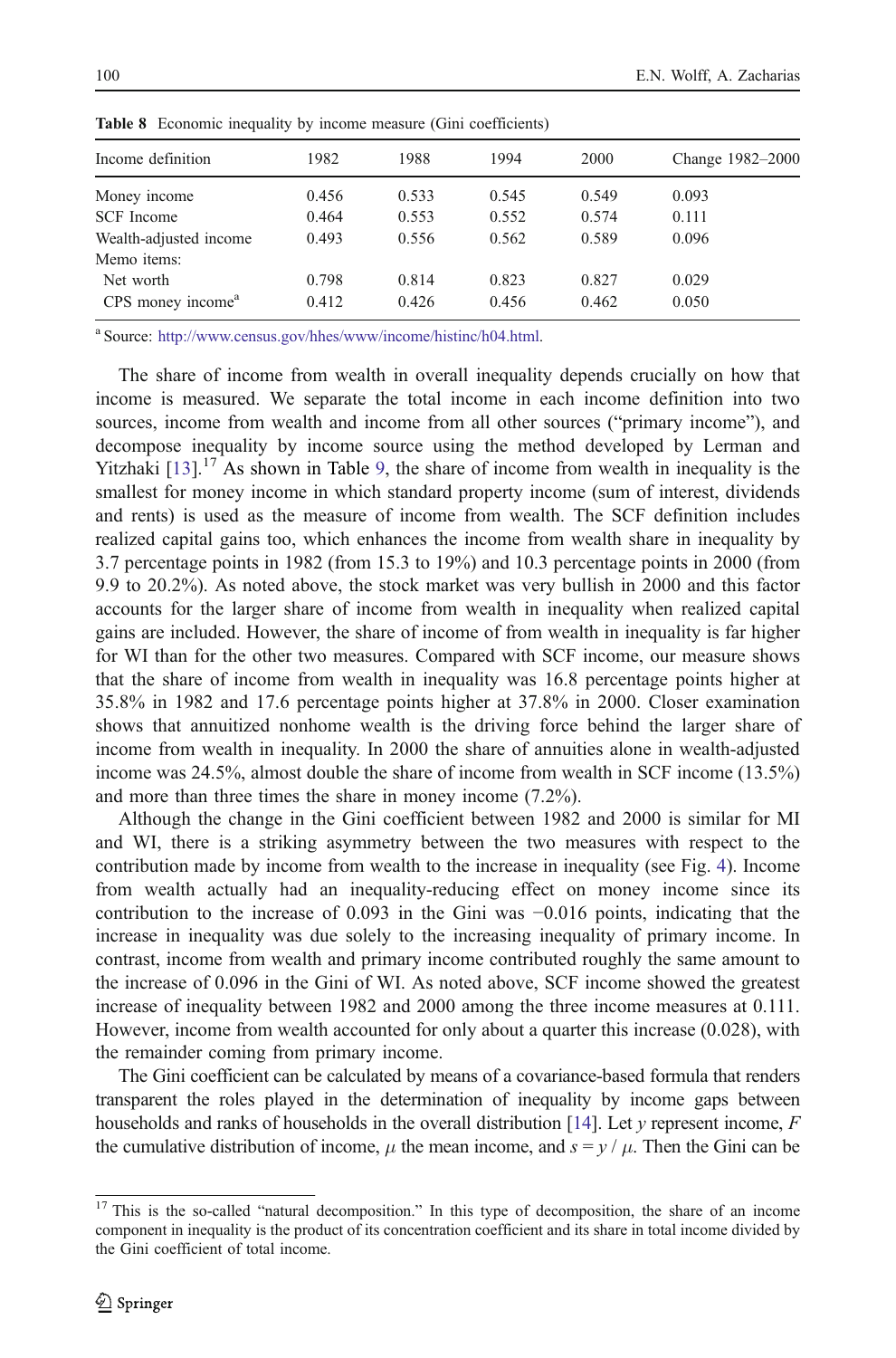**Table 8** Economic inequality by income measure (Gini coefficients)

| Income definition | 1982 | 1988 | 1994 | 2000 | Change 1982–2000 |
|---|---|---|---|---|---|
| Money income | 0.456 | 0.533 | 0.545 | 0.549 | 0.093 |
| SCF Income | 0.464 | 0.553 | 0.552 | 0.574 | 0.111 |
| Wealth-adjusted income | 0.493 | 0.556 | 0.562 | 0.589 | 0.096 |
| Memo items: | | | | | |
| Net worth | 0.798 | 0.814 | 0.823 | 0.827 | 0.029 |
| CPS money income[a] | 0.412 | 0.426 | 0.456 | 0.462 | 0.050 |

[a] Source: http://www.census.gov/hhes/www/income/histinc/h04.html.

The share of income from wealth in overall inequality depends crucially on how that income is measured. We separate the total income in each income definition into two sources, income from wealth and income from all other sources ("primary income"), and decompose inequality by income source using the method developed by Lerman and Yitzhaki [13].[17] As shown in Table 9, the share of income from wealth in inequality is the smallest for money income in which standard property income (sum of interest, dividends and rents) is used as the measure of income from wealth. The SCF definition includes realized capital gains too, which enhances the income from wealth share in inequality by 3.7 percentage points in 1982 (from 15.3 to 19%) and 10.3 percentage points in 2000 (from 9.9 to 20.2%). As noted above, the stock market was very bullish in 2000 and this factor accounts for the larger share of income from wealth in inequality when realized capital gains are included. However, the share of income of from wealth in inequality is far higher for WI than for the other two measures. Compared with SCF income, our measure shows that the share of income from wealth in inequality was 16.8 percentage points higher at 35.8% in 1982 and 17.6 percentage points higher at 37.8% in 2000. Closer examination shows that annuitized nonhome wealth is the driving force behind the larger share of income from wealth in inequality. In 2000 the share of annuities alone in wealth-adjusted income was 24.5%, almost double the share of income from wealth in SCF income (13.5%) and more than three times the share in money income (7.2%).

Although the change in the Gini coefficient between 1982 and 2000 is similar for MI and WI, there is a striking asymmetry between the two measures with respect to the contribution made by income from wealth to the increase in inequality (see Fig. 4). Income from wealth actually had an inequality-reducing effect on money income since its contribution to the increase of 0.093 in the Gini was −0.016 points, indicating that the increase in inequality was due solely to the increasing inequality of primary income. In contrast, income from wealth and primary income contributed roughly the same amount to the increase of 0.096 in the Gini of WI. As noted above, SCF income showed the greatest increase of inequality between 1982 and 2000 among the three income measures at 0.111. However, income from wealth accounted for only about a quarter this increase (0.028), with the remainder coming from primary income.

The Gini coefficient can be calculated by means of a covariance-based formula that renders transparent the roles played in the determination of inequality by income gaps between households and ranks of households in the overall distribution [14]. Let $y$ represent income, $F$ the cumulative distribution of income, $\mu$ the mean income, and $s = y / \mu$. Then the Gini can be

[17] This is the so-called "natural decomposition." In this type of decomposition, the share of an income component in inequality is the product of its concentration coefficient and its share in total income divided by the Gini coefficient of total income.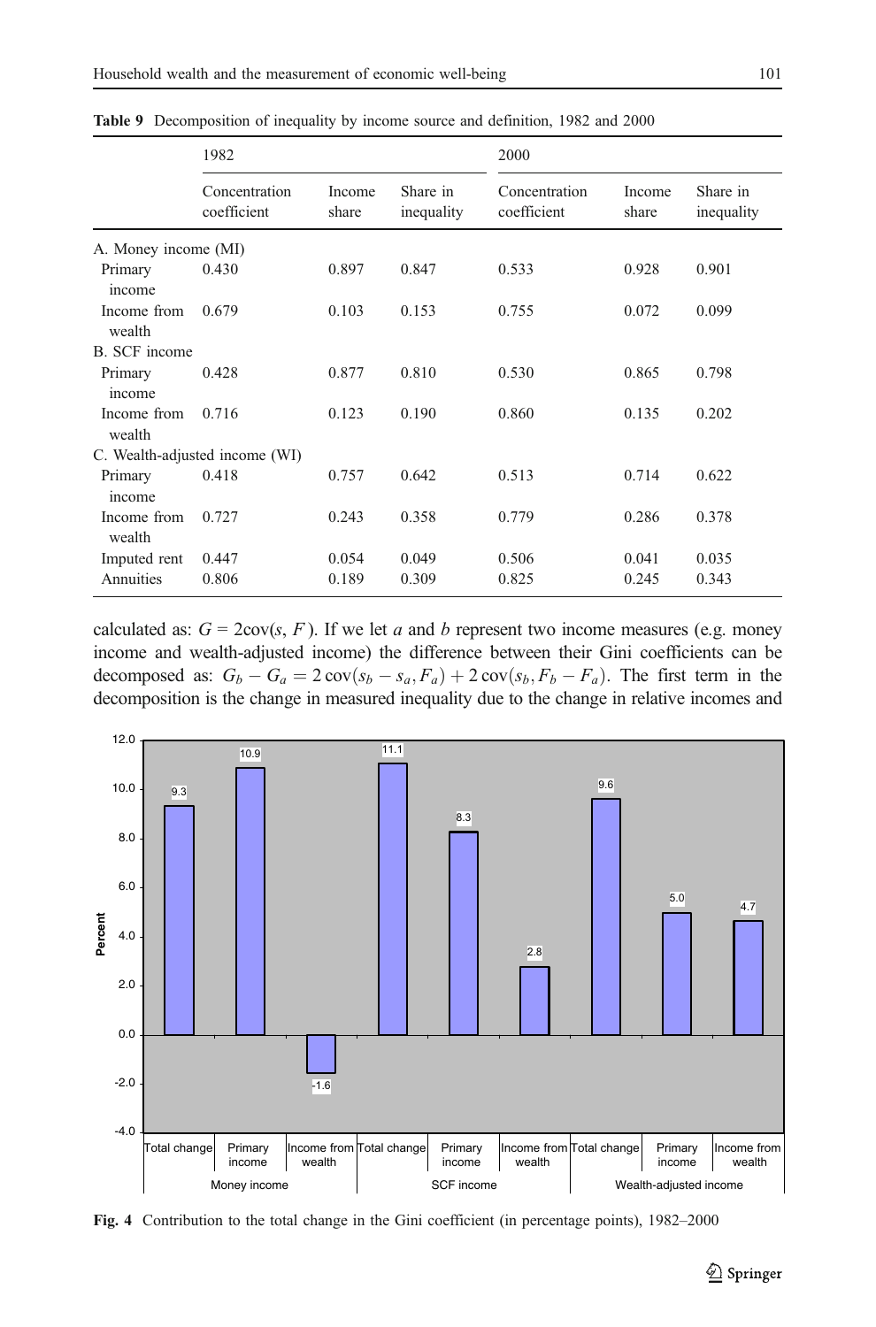**Table 9** Decomposition of inequality by income source and definition, 1982 and 2000

| | 1982 | | | 2000 | | |
|---|---|---|---|---|---|---|
| | Concentration coefficient | Income share | Share in inequality | Concentration coefficient | Income share | Share in inequality |
| A. Money income (MI) | | | | | | |
| Primary income | 0.430 | 0.897 | 0.847 | 0.533 | 0.928 | 0.901 |
| Income from wealth | 0.679 | 0.103 | 0.153 | 0.755 | 0.072 | 0.099 |
| B. SCF income | | | | | | |
| Primary income | 0.428 | 0.877 | 0.810 | 0.530 | 0.865 | 0.798 |
| Income from wealth | 0.716 | 0.123 | 0.190 | 0.860 | 0.135 | 0.202 |
| C. Wealth-adjusted income (WI) | | | | | | |
| Primary income | 0.418 | 0.757 | 0.642 | 0.513 | 0.714 | 0.622 |
| Income from wealth | 0.727 | 0.243 | 0.358 | 0.779 | 0.286 | 0.378 |
| Imputed rent | 0.447 | 0.054 | 0.049 | 0.506 | 0.041 | 0.035 |
| Annuities | 0.806 | 0.189 | 0.309 | 0.825 | 0.245 | 0.343 |

calculated as: $G = 2\text{cov}(s, F)$. If we let $a$ and $b$ represent two income measures (e.g. money income and wealth-adjusted income) the difference between their Gini coefficients can be decomposed as: $G_b - G_a = 2\,\text{cov}(s_b - s_a, F_a) + 2\,\text{cov}(s_b, F_b - F_a)$. The first term in the decomposition is the change in measured inequality due to the change in relative incomes and

**Fig. 4** Contribution to the total change in the Gini coefficient (in percentage points), 1982–2000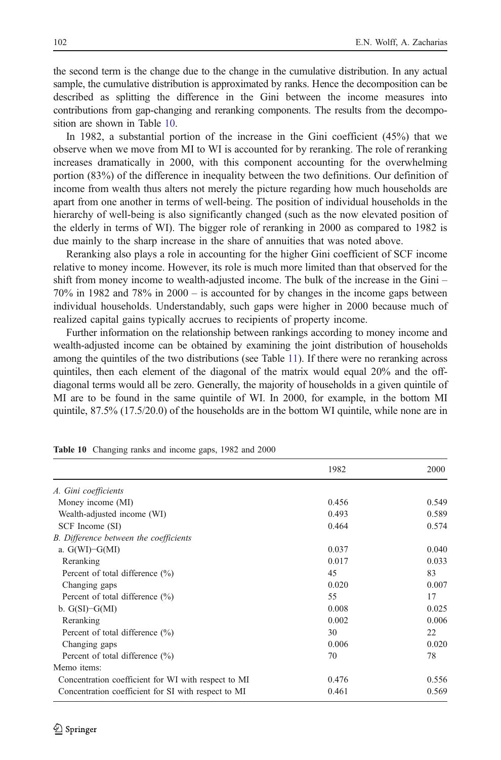the second term is the change due to the change in the cumulative distribution. In any actual sample, the cumulative distribution is approximated by ranks. Hence the decomposition can be described as splitting the difference in the Gini between the income measures into contributions from gap-changing and reranking components. The results from the decomposition are shown in Table 10.

In 1982, a substantial portion of the increase in the Gini coefficient (45%) that we observe when we move from MI to WI is accounted for by reranking. The role of reranking increases dramatically in 2000, with this component accounting for the overwhelming portion (83%) of the difference in inequality between the two definitions. Our definition of income from wealth thus alters not merely the picture regarding how much households are apart from one another in terms of well-being. The position of individual households in the hierarchy of well-being is also significantly changed (such as the now elevated position of the elderly in terms of WI). The bigger role of reranking in 2000 as compared to 1982 is due mainly to the sharp increase in the share of annuities that was noted above.

Reranking also plays a role in accounting for the higher Gini coefficient of SCF income relative to money income. However, its role is much more limited than that observed for the shift from money income to wealth-adjusted income. The bulk of the increase in the Gini – 70% in 1982 and 78% in 2000 – is accounted for by changes in the income gaps between individual households. Understandably, such gaps were higher in 2000 because much of realized capital gains typically accrues to recipients of property income.

Further information on the relationship between rankings according to money income and wealth-adjusted income can be obtained by examining the joint distribution of households among the quintiles of the two distributions (see Table 11). If there were no reranking across quintiles, then each element of the diagonal of the matrix would equal 20% and the off-diagonal terms would all be zero. Generally, the majority of households in a given quintile of MI are to be found in the same quintile of WI. In 2000, for example, in the bottom MI quintile, 87.5% (17.5/20.0) of the households are in the bottom WI quintile, while none are in

**Table 10** Changing ranks and income gaps, 1982 and 2000

| | 1982 | 2000 |
|---|---|---|
| *A. Gini coefficients* | | |
| Money income (MI) | 0.456 | 0.549 |
| Wealth-adjusted income (WI) | 0.493 | 0.589 |
| SCF Income (SI) | 0.464 | 0.574 |
| *B. Difference between the coefficients* | | |
| a. G(WI)−G(MI) | 0.037 | 0.040 |
| Reranking | 0.017 | 0.033 |
| Percent of total difference (%) | 45 | 83 |
| Changing gaps | 0.020 | 0.007 |
| Percent of total difference (%) | 55 | 17 |
| b. G(SI)−G(MI) | 0.008 | 0.025 |
| Reranking | 0.002 | 0.006 |
| Percent of total difference (%) | 30 | 22 |
| Changing gaps | 0.006 | 0.020 |
| Percent of total difference (%) | 70 | 78 |
| Memo items: | | |
| Concentration coefficient for WI with respect to MI | 0.476 | 0.556 |
| Concentration coefficient for SI with respect to MI | 0.461 | 0.569 |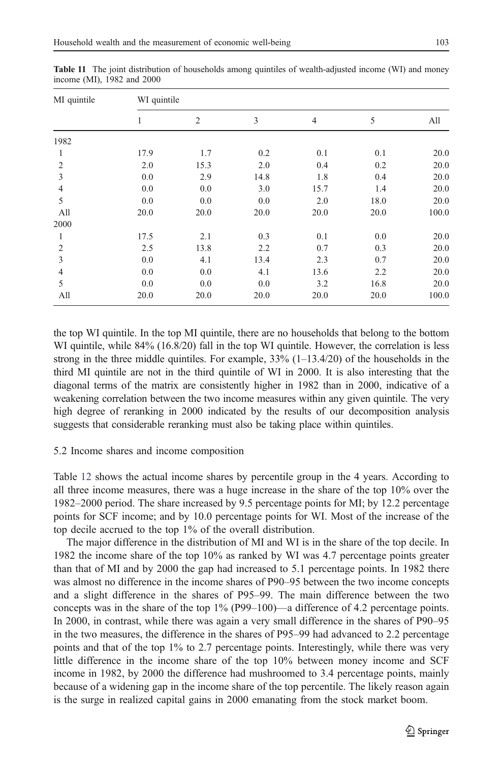**Table 11** The joint distribution of households among quintiles of wealth-adjusted income (WI) and money income (MI), 1982 and 2000

| MI quintile | WI quintile | | | | | |
|---|---|---|---|---|---|---|
| | 1 | 2 | 3 | 4 | 5 | All |
| 1982 | | | | | | |
| 1 | 17.9 | 1.7 | 0.2 | 0.1 | 0.1 | 20.0 |
| 2 | 2.0 | 15.3 | 2.0 | 0.4 | 0.2 | 20.0 |
| 3 | 0.0 | 2.9 | 14.8 | 1.8 | 0.4 | 20.0 |
| 4 | 0.0 | 0.0 | 3.0 | 15.7 | 1.4 | 20.0 |
| 5 | 0.0 | 0.0 | 0.0 | 2.0 | 18.0 | 20.0 |
| All | 20.0 | 20.0 | 20.0 | 20.0 | 20.0 | 100.0 |
| 2000 | | | | | | |
| 1 | 17.5 | 2.1 | 0.3 | 0.1 | 0.0 | 20.0 |
| 2 | 2.5 | 13.8 | 2.2 | 0.7 | 0.3 | 20.0 |
| 3 | 0.0 | 4.1 | 13.4 | 2.3 | 0.7 | 20.0 |
| 4 | 0.0 | 0.0 | 4.1 | 13.6 | 2.2 | 20.0 |
| 5 | 0.0 | 0.0 | 0.0 | 3.2 | 16.8 | 20.0 |
| All | 20.0 | 20.0 | 20.0 | 20.0 | 20.0 | 100.0 |

the top WI quintile. In the top MI quintile, there are no households that belong to the bottom WI quintile, while 84% (16.8/20) fall in the top WI quintile. However, the correlation is less strong in the three middle quintiles. For example, 33% (1–13.4/20) of the households in the third MI quintile are not in the third quintile of WI in 2000. It is also interesting that the diagonal terms of the matrix are consistently higher in 1982 than in 2000, indicative of a weakening correlation between the two income measures within any given quintile. The very high degree of reranking in 2000 indicated by the results of our decomposition analysis suggests that considerable reranking must also be taking place within quintiles.

### 5.2 Income shares and income composition

Table 12 shows the actual income shares by percentile group in the 4 years. According to all three income measures, there was a huge increase in the share of the top 10% over the 1982–2000 period. The share increased by 9.5 percentage points for MI; by 12.2 percentage points for SCF income; and by 10.0 percentage points for WI. Most of the increase of the top decile accrued to the top 1% of the overall distribution.

The major difference in the distribution of MI and WI is in the share of the top decile. In 1982 the income share of the top 10% as ranked by WI was 4.7 percentage points greater than that of MI and by 2000 the gap had increased to 5.1 percentage points. In 1982 there was almost no difference in the income shares of P90–95 between the two income concepts and a slight difference in the shares of P95–99. The main difference between the two concepts was in the share of the top 1% (P99–100)—a difference of 4.2 percentage points. In 2000, in contrast, while there was again a very small difference in the shares of P90–95 in the two measures, the difference in the shares of P95–99 had advanced to 2.2 percentage points and that of the top 1% to 2.7 percentage points. Interestingly, while there was very little difference in the income share of the top 10% between money income and SCF income in 1982, by 2000 the difference had mushroomed to 3.4 percentage points, mainly because of a widening gap in the income share of the top percentile. The likely reason again is the surge in realized capital gains in 2000 emanating from the stock market boom.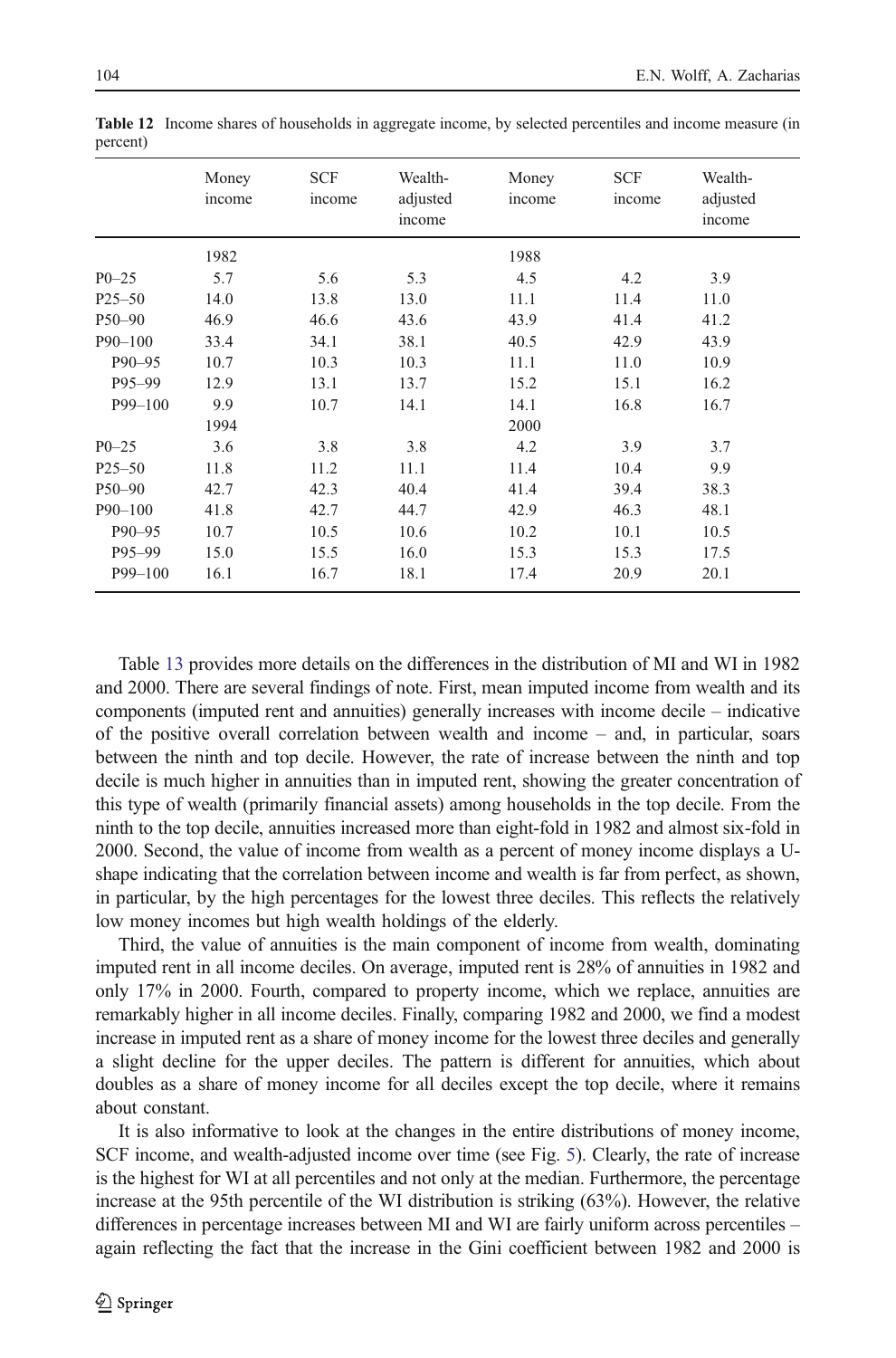**Table 12** Income shares of households in aggregate income, by selected percentiles and income measure (in percent)

| | Money income | SCF income | Wealth-adjusted income | Money income | SCF income | Wealth-adjusted income |
|---|---|---|---|---|---|---|
| | 1982 | | | 1988 | | |
| P0–25 | 5.7 | 5.6 | 5.3 | 4.5 | 4.2 | 3.9 |
| P25–50 | 14.0 | 13.8 | 13.0 | 11.1 | 11.4 | 11.0 |
| P50–90 | 46.9 | 46.6 | 43.6 | 43.9 | 41.4 | 41.2 |
| P90–100 | 33.4 | 34.1 | 38.1 | 40.5 | 42.9 | 43.9 |
| P90–95 | 10.7 | 10.3 | 10.3 | 11.1 | 11.0 | 10.9 |
| P95–99 | 12.9 | 13.1 | 13.7 | 15.2 | 15.1 | 16.2 |
| P99–100 | 9.9 | 10.7 | 14.1 | 14.1 | 16.8 | 16.7 |
| | 1994 | | | 2000 | | |
| P0–25 | 3.6 | 3.8 | 3.8 | 4.2 | 3.9 | 3.7 |
| P25–50 | 11.8 | 11.2 | 11.1 | 11.4 | 10.4 | 9.9 |
| P50–90 | 42.7 | 42.3 | 40.4 | 41.4 | 39.4 | 38.3 |
| P90–100 | 41.8 | 42.7 | 44.7 | 42.9 | 46.3 | 48.1 |
| P90–95 | 10.7 | 10.5 | 10.6 | 10.2 | 10.1 | 10.5 |
| P95–99 | 15.0 | 15.5 | 16.0 | 15.3 | 15.3 | 17.5 |
| P99–100 | 16.1 | 16.7 | 18.1 | 17.4 | 20.9 | 20.1 |

Table 13 provides more details on the differences in the distribution of MI and WI in 1982 and 2000. There are several findings of note. First, mean imputed income from wealth and its components (imputed rent and annuities) generally increases with income decile – indicative of the positive overall correlation between wealth and income – and, in particular, soars between the ninth and top decile. However, the rate of increase between the ninth and top decile is much higher in annuities than in imputed rent, showing the greater concentration of this type of wealth (primarily financial assets) among households in the top decile. From the ninth to the top decile, annuities increased more than eight-fold in 1982 and almost six-fold in 2000. Second, the value of income from wealth as a percent of money income displays a U-shape indicating that the correlation between income and wealth is far from perfect, as shown, in particular, by the high percentages for the lowest three deciles. This reflects the relatively low money incomes but high wealth holdings of the elderly.

Third, the value of annuities is the main component of income from wealth, dominating imputed rent in all income deciles. On average, imputed rent is 28% of annuities in 1982 and only 17% in 2000. Fourth, compared to property income, which we replace, annuities are remarkably higher in all income deciles. Finally, comparing 1982 and 2000, we find a modest increase in imputed rent as a share of money income for the lowest three deciles and generally a slight decline for the upper deciles. The pattern is different for annuities, which about doubles as a share of money income for all deciles except the top decile, where it remains about constant.

It is also informative to look at the changes in the entire distributions of money income, SCF income, and wealth-adjusted income over time (see Fig. 5). Clearly, the rate of increase is the highest for WI at all percentiles and not only at the median. Furthermore, the percentage increase at the 95th percentile of the WI distribution is striking (63%). However, the relative differences in percentage increases between MI and WI are fairly uniform across percentiles – again reflecting the fact that the increase in the Gini coefficient between 1982 and 2000 is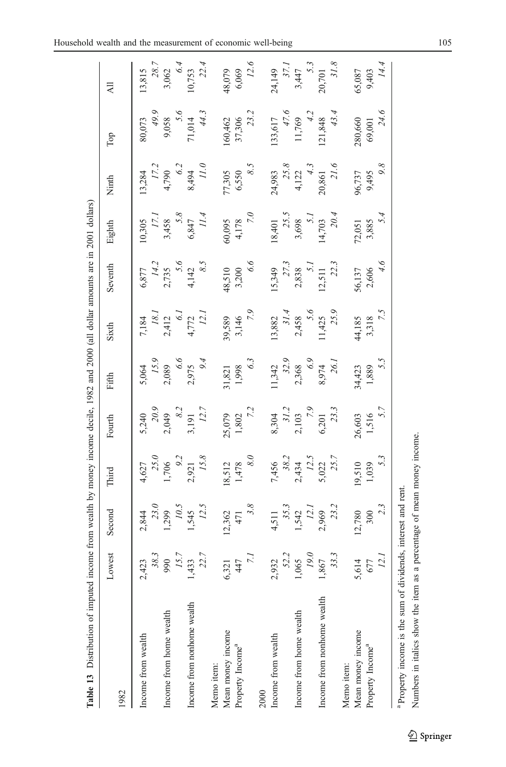**Table 13** Distribution of imputed income from wealth by money income decile, 1982 and 2000 (all dollar amounts are in 2001 dollars)

| 1982 | Lowest | Second | Third | Fourth | Fifth | Sixth | Seventh | Eighth | Ninth | Top | All |
|---|---|---|---|---|---|---|---|---|---|---|---|
| Income from wealth | 2,423 | 2,844 | 4,627 | 5,240 | 5,064 | 7,184 | 6,877 | 10,305 | 13,284 | 80,073 | 13,815 |
| | *38.3* | *23.0* | *25.0* | *20.9* | *15.9* | *18.1* | *14.2* | *17.1* | *17.2* | *49.9* | *28.7* |
| Income from home wealth | 990 | 1,299 | 1,706 | 2,049 | 2,089 | 2,412 | 2,735 | 3,458 | 4,790 | 9,058 | 3,062 |
| | *15.7* | *10.5* | *9.2* | *8.2* | *6.6* | *6.1* | *5.6* | *5.8* | *6.2* | *5.6* | *6.4* |
| Income from nonhome wealth | 1,433 | 1,545 | 2,921 | 3,191 | 2,975 | 4,772 | 4,142 | 6,847 | 8,494 | 71,014 | 10,753 |
| | *22.7* | *12.5* | *15.8* | *12.7* | *9.4* | *12.1* | *8.5* | *11.4* | *11.0* | *44.3* | *22.4* |
| Memo item: | | | | | | | | | | | |
| Mean money income | 6,321 | 12,362 | 18,512 | 25,079 | 31,821 | 39,589 | 48,510 | 60,095 | 77,305 | 160,462 | 48,079 |
| Property Income[a] | 447 | 471 | 1,478 | 1,802 | 1,998 | 3,146 | 3,200 | 4,178 | 6,550 | 37,306 | 6,069 |
| | *7.1* | *3.8* | *8.0* | *7.2* | *6.3* | *7.9* | *6.6* | *7.0* | *8.5* | *23.2* | *12.6* |
| **2000** | | | | | | | | | | | |
| Income from wealth | 2,932 | 4,511 | 7,456 | 8,304 | 11,342 | 13,882 | 15,349 | 18,401 | 24,983 | 133,617 | 24,149 |
| | *52.2* | *35.3* | *38.2* | *31.2* | *32.9* | *31.4* | *27.3* | *25.5* | *25.8* | *47.6* | *37.1* |
| Income from home wealth | 1,065 | 1,542 | 2,434 | 2,103 | 2,368 | 2,458 | 2,838 | 3,698 | 4,122 | 11,769 | 3,447 |
| | *19.0* | *12.1* | *12.5* | *7.9* | *6.9* | *5.6* | *5.1* | *5.1* | *4.3* | *4.2* | *5.3* |
| Income from nonhome wealth | 1,867 | 2,969 | 5,022 | 6,201 | 8,974 | 11,425 | 12,511 | 14,703 | 20,861 | 121,848 | 20,701 |
| | *33.3* | *23.2* | *25.7* | *23.3* | *26.1* | *25.9* | *22.3* | *20.4* | *21.6* | *43.4* | *31.8* |
| Memo item: | | | | | | | | | | | |
| Mean money income | 5,614 | 12,780 | 19,510 | 26,603 | 34,423 | 44,185 | 56,137 | 72,051 | 96,737 | 280,660 | 65,087 |
| Property Income[a] | 677 | 300 | 1,039 | 1,516 | 1,889 | 3,318 | 2,606 | 3,885 | 9,495 | 69,001 | 9,403 |
| | *12.1* | *2.3* | *5.3* | *5.7* | *5.5* | *7.5* | *4.6* | *5.4* | *9.8* | *24.6* | *14.4* |

[a] Property income is the sum of dividends, interest and rent.

Numbers in italics show the item as a percentage of mean money income.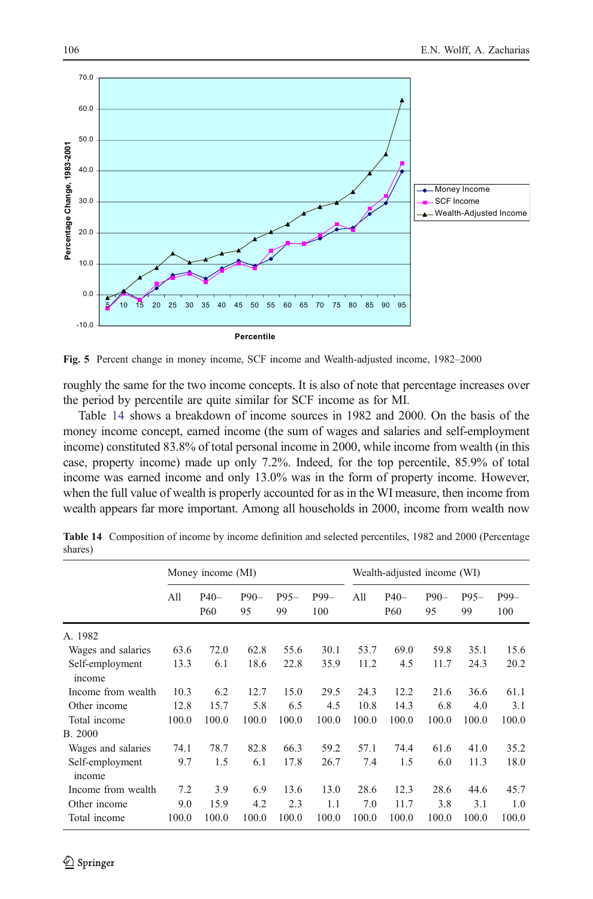Fig. 5 Percent change in money income, SCF income and Wealth-adjusted income, 1982–2000

roughly the same for the two income concepts. It is also of note that percentage increases over the period by percentile are quite similar for SCF income as for MI.

Table 14 shows a breakdown of income sources in 1982 and 2000. On the basis of the money income concept, earned income (the sum of wages and salaries and self-employment income) constituted 83.8% of total personal income in 2000, while income from wealth (in this case, property income) made up only 7.2%. Indeed, for the top percentile, 85.9% of total income was earned income and only 13.0% was in the form of property income. However, when the full value of wealth is properly accounted for as in the WI measure, then income from wealth appears far more important. Among all households in 2000, income from wealth now

**Table 14** Composition of income by income definition and selected percentiles, 1982 and 2000 (Percentage shares)

| | Money income (MI) | | | | | Wealth-adjusted income (WI) | | | | |
|---|---|---|---|---|---|---|---|---|---|---|
| | All | P40–P60 | P90–95 | P95–99 | P99–100 | All | P40–P60 | P90–95 | P95–99 | P99–100 |
| A. 1982 | | | | | | | | | | |
| Wages and salaries | 63.6 | 72.0 | 62.8 | 55.6 | 30.1 | 53.7 | 69.0 | 59.8 | 35.1 | 15.6 |
| Self-employment income | 13.3 | 6.1 | 18.6 | 22.8 | 35.9 | 11.2 | 4.5 | 11.7 | 24.3 | 20.2 |
| Income from wealth | 10.3 | 6.2 | 12.7 | 15.0 | 29.5 | 24.3 | 12.2 | 21.6 | 36.6 | 61.1 |
| Other income | 12.8 | 15.7 | 5.8 | 6.5 | 4.5 | 10.8 | 14.3 | 6.8 | 4.0 | 3.1 |
| Total income | 100.0 | 100.0 | 100.0 | 100.0 | 100.0 | 100.0 | 100.0 | 100.0 | 100.0 | 100.0 |
| B. 2000 | | | | | | | | | | |
| Wages and salaries | 74.1 | 78.7 | 82.8 | 66.3 | 59.2 | 57.1 | 74.4 | 61.6 | 41.0 | 35.2 |
| Self-employment income | 9.7 | 1.5 | 6.1 | 17.8 | 26.7 | 7.4 | 1.5 | 6.0 | 11.3 | 18.0 |
| Income from wealth | 7.2 | 3.9 | 6.9 | 13.6 | 13.0 | 28.6 | 12.3 | 28.6 | 44.6 | 45.7 |
| Other income | 9.0 | 15.9 | 4.2 | 2.3 | 1.1 | 7.0 | 11.7 | 3.8 | 3.1 | 1.0 |
| Total income | 100.0 | 100.0 | 100.0 | 100.0 | 100.0 | 100.0 | 100.0 | 100.0 | 100.0 | 100.0 |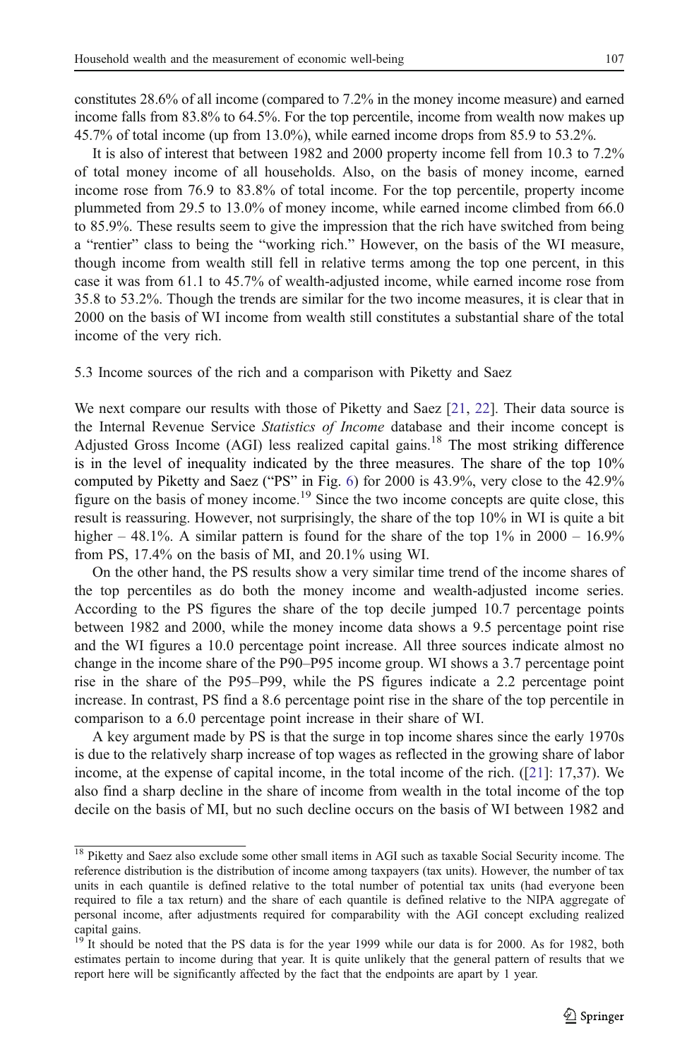constitutes 28.6% of all income (compared to 7.2% in the money income measure) and earned income falls from 83.8% to 64.5%. For the top percentile, income from wealth now makes up 45.7% of total income (up from 13.0%), while earned income drops from 85.9 to 53.2%.

It is also of interest that between 1982 and 2000 property income fell from 10.3 to 7.2% of total money income of all households. Also, on the basis of money income, earned income rose from 76.9 to 83.8% of total income. For the top percentile, property income plummeted from 29.5 to 13.0% of money income, while earned income climbed from 66.0 to 85.9%. These results seem to give the impression that the rich have switched from being a "rentier" class to being the "working rich." However, on the basis of the WI measure, though income from wealth still fell in relative terms among the top one percent, in this case it was from 61.1 to 45.7% of wealth-adjusted income, while earned income rose from 35.8 to 53.2%. Though the trends are similar for the two income measures, it is clear that in 2000 on the basis of WI income from wealth still constitutes a substantial share of the total income of the very rich.

### 5.3 Income sources of the rich and a comparison with Piketty and Saez

We next compare our results with those of Piketty and Saez [21, 22]. Their data source is the Internal Revenue Service *Statistics of Income* database and their income concept is Adjusted Gross Income (AGI) less realized capital gains.[18] The most striking difference is in the level of inequality indicated by the three measures. The share of the top 10% computed by Piketty and Saez ("PS" in Fig. 6) for 2000 is 43.9%, very close to the 42.9% figure on the basis of money income.[19] Since the two income concepts are quite close, this result is reassuring. However, not surprisingly, the share of the top 10% in WI is quite a bit higher – 48.1%. A similar pattern is found for the share of the top 1% in 2000 – 16.9% from PS, 17.4% on the basis of MI, and 20.1% using WI.

On the other hand, the PS results show a very similar time trend of the income shares of the top percentiles as do both the money income and wealth-adjusted income series. According to the PS figures the share of the top decile jumped 10.7 percentage points between 1982 and 2000, while the money income data shows a 9.5 percentage point rise and the WI figures a 10.0 percentage point increase. All three sources indicate almost no change in the income share of the P90–P95 income group. WI shows a 3.7 percentage point rise in the share of the P95–P99, while the PS figures indicate a 2.2 percentage point increase. In contrast, PS find a 8.6 percentage point rise in the share of the top percentile in comparison to a 6.0 percentage point increase in their share of WI.

A key argument made by PS is that the surge in top income shares since the early 1970s is due to the relatively sharp increase of top wages as reflected in the growing share of labor income, at the expense of capital income, in the total income of the rich. ([21]: 17,37). We also find a sharp decline in the share of income from wealth in the total income of the top decile on the basis of MI, but no such decline occurs on the basis of WI between 1982 and

---

[18] Piketty and Saez also exclude some other small items in AGI such as taxable Social Security income. The reference distribution is the distribution of income among taxpayers (tax units). However, the number of tax units in each quantile is defined relative to the total number of potential tax units (had everyone been required to file a tax return) and the share of each quantile is defined relative to the NIPA aggregate of personal income, after adjustments required for comparability with the AGI concept excluding realized capital gains.

[19] It should be noted that the PS data is for the year 1999 while our data is for 2000. As for 1982, both estimates pertain to income during that year. It is quite unlikely that the general pattern of results that we report here will be significantly affected by the fact that the endpoints are apart by 1 year.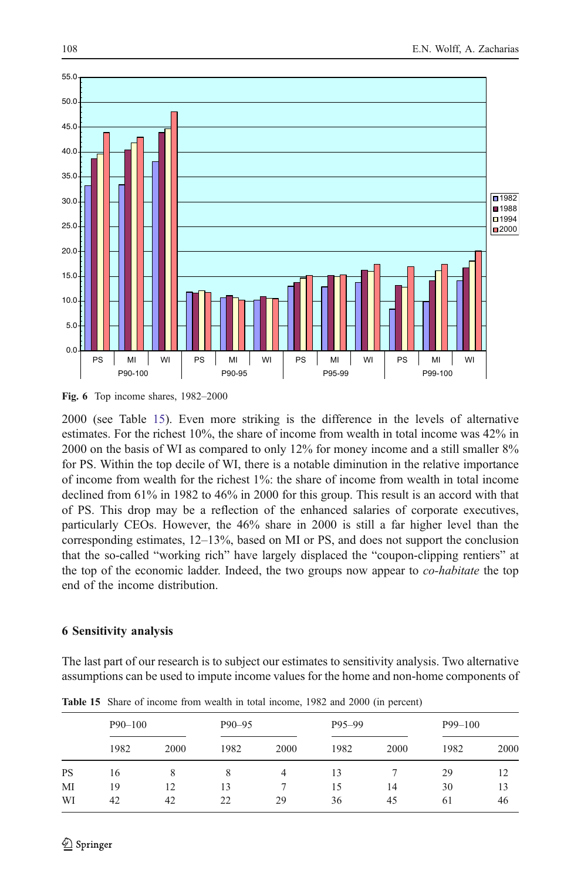Fig. 6 Top income shares, 1982–2000

2000 (see Table 15). Even more striking is the difference in the levels of alternative estimates. For the richest 10%, the share of income from wealth in total income was 42% in 2000 on the basis of WI as compared to only 12% for money income and a still smaller 8% for PS. Within the top decile of WI, there is a notable diminution in the relative importance of income from wealth for the richest 1%: the share of income from wealth in total income declined from 61% in 1982 to 46% in 2000 for this group. This result is an accord with that of PS. This drop may be a reflection of the enhanced salaries of corporate executives, particularly CEOs. However, the 46% share in 2000 is still a far higher level than the corresponding estimates, 12–13%, based on MI or PS, and does not support the conclusion that the so-called "working rich" have largely displaced the "coupon-clipping rentiers" at the top of the economic ladder. Indeed, the two groups now appear to *co-habitate* the top end of the income distribution.

## 6 Sensitivity analysis

The last part of our research is to subject our estimates to sensitivity analysis. Two alternative assumptions can be used to impute income values for the home and non-home components of

**Table 15** Share of income from wealth in total income, 1982 and 2000 (in percent)

| | P90–100 | | P90–95 | | P95–99 | | P99–100 | |
|---|---|---|---|---|---|---|---|---|
| | 1982 | 2000 | 1982 | 2000 | 1982 | 2000 | 1982 | 2000 |
| PS | 16 | 8 | 8 | 4 | 13 | 7 | 29 | 12 |
| MI | 19 | 12 | 13 | 7 | 15 | 14 | 30 | 13 |
| WI | 42 | 42 | 22 | 29 | 36 | 45 | 61 | 46 |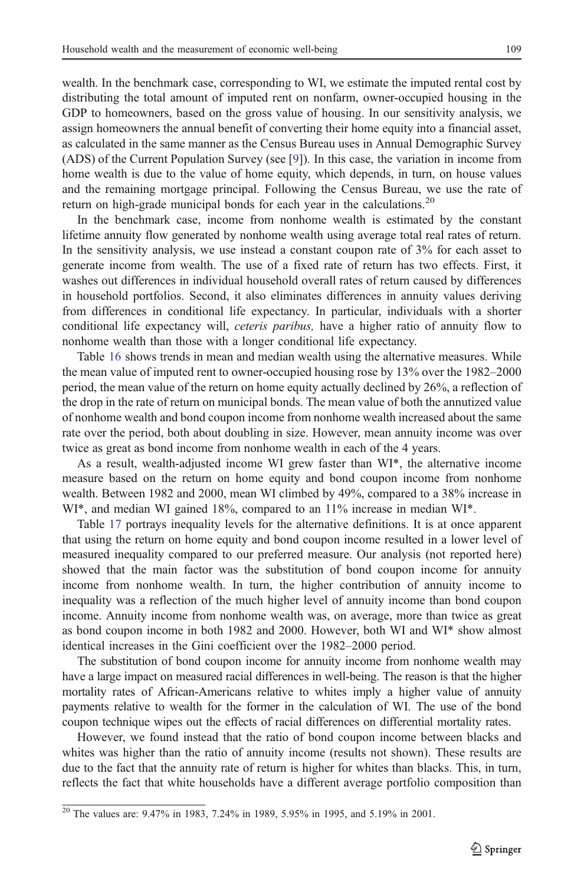wealth. In the benchmark case, corresponding to WI, we estimate the imputed rental cost by distributing the total amount of imputed rent on nonfarm, owner-occupied housing in the GDP to homeowners, based on the gross value of housing. In our sensitivity analysis, we assign homeowners the annual benefit of converting their home equity into a financial asset, as calculated in the same manner as the Census Bureau uses in Annual Demographic Survey (ADS) of the Current Population Survey (see [9]). In this case, the variation in income from home wealth is due to the value of home equity, which depends, in turn, on house values and the remaining mortgage principal. Following the Census Bureau, we use the rate of return on high-grade municipal bonds for each year in the calculations.[20]

In the benchmark case, income from nonhome wealth is estimated by the constant lifetime annuity flow generated by nonhome wealth using average total real rates of return. In the sensitivity analysis, we use instead a constant coupon rate of 3% for each asset to generate income from wealth. The use of a fixed rate of return has two effects. First, it washes out differences in individual household overall rates of return caused by differences in household portfolios. Second, it also eliminates differences in annuity values deriving from differences in conditional life expectancy. In particular, individuals with a shorter conditional life expectancy will, *ceteris paribus,* have a higher ratio of annuity flow to nonhome wealth than those with a longer conditional life expectancy.

Table 16 shows trends in mean and median wealth using the alternative measures. While the mean value of imputed rent to owner-occupied housing rose by 13% over the 1982–2000 period, the mean value of the return on home equity actually declined by 26%, a reflection of the drop in the rate of return on municipal bonds. The mean value of both the annutized value of nonhome wealth and bond coupon income from nonhome wealth increased about the same rate over the period, both about doubling in size. However, mean annuity income was over twice as great as bond income from nonhome wealth in each of the 4 years.

As a result, wealth-adjusted income WI grew faster than WI*, the alternative income measure based on the return on home equity and bond coupon income from nonhome wealth. Between 1982 and 2000, mean WI climbed by 49%, compared to a 38% increase in WI*, and median WI gained 18%, compared to an 11% increase in median WI*.

Table 17 portrays inequality levels for the alternative definitions. It is at once apparent that using the return on home equity and bond coupon income resulted in a lower level of measured inequality compared to our preferred measure. Our analysis (not reported here) showed that the main factor was the substitution of bond coupon income for annuity income from nonhome wealth. In turn, the higher contribution of annuity income to inequality was a reflection of the much higher level of annuity income than bond coupon income. Annuity income from nonhome wealth was, on average, more than twice as great as bond coupon income in both 1982 and 2000. However, both WI and WI* show almost identical increases in the Gini coefficient over the 1982–2000 period.

The substitution of bond coupon income for annuity income from nonhome wealth may have a large impact on measured racial differences in well-being. The reason is that the higher mortality rates of African-Americans relative to whites imply a higher value of annuity payments relative to wealth for the former in the calculation of WI. The use of the bond coupon technique wipes out the effects of racial differences on differential mortality rates.

However, we found instead that the ratio of bond coupon income between blacks and whites was higher than the ratio of annuity income (results not shown). These results are due to the fact that the annuity rate of return is higher for whites than blacks. This, in turn, reflects the fact that white households have a different average portfolio composition than

[20] The values are: 9.47% in 1983, 7.24% in 1989, 5.95% in 1995, and 5.19% in 2001.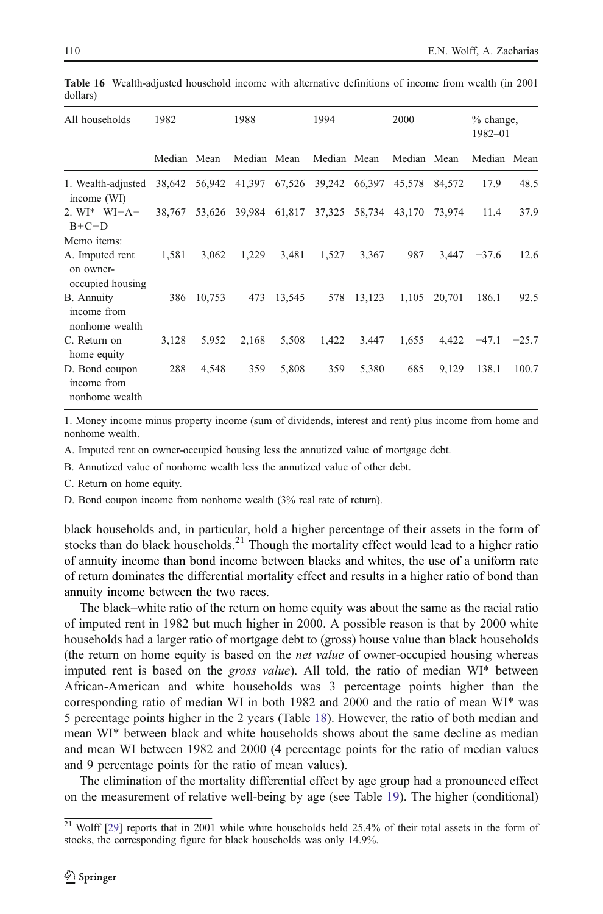**Table 16** Wealth-adjusted household income with alternative definitions of income from wealth (in 2001 dollars)

| All households | 1982 | | 1988 | | 1994 | | 2000 | | % change, 1982–01 | |
|---|---|---|---|---|---|---|---|---|---|---|
| | Median | Mean | Median | Mean | Median | Mean | Median | Mean | Median | Mean |
| 1. Wealth-adjusted income (WI) | 38,642 | 56,942 | 41,397 | 67,526 | 39,242 | 66,397 | 45,578 | 84,572 | 17.9 | 48.5 |
| 2. WI*=WI−A−B+C+D | 38,767 | 53,626 | 39,984 | 61,817 | 37,325 | 58,734 | 43,170 | 73,974 | 11.4 | 37.9 |
| Memo items: | | | | | | | | | | |
| A. Imputed rent on owner-occupied housing | 1,581 | 3,062 | 1,229 | 3,481 | 1,527 | 3,367 | 987 | 3,447 | −37.6 | 12.6 |
| B. Annuity income from nonhome wealth | 386 | 10,753 | 473 | 13,545 | 578 | 13,123 | 1,105 | 20,701 | 186.1 | 92.5 |
| C. Return on home equity | 3,128 | 5,952 | 2,168 | 5,508 | 1,422 | 3,447 | 1,655 | 4,422 | −47.1 | −25.7 |
| D. Bond coupon income from nonhome wealth | 288 | 4,548 | 359 | 5,808 | 359 | 5,380 | 685 | 9,129 | 138.1 | 100.7 |

1. Money income minus property income (sum of dividends, interest and rent) plus income from home and nonhome wealth.

A. Imputed rent on owner-occupied housing less the annutized value of mortgage debt.

B. Annutized value of nonhome wealth less the annutized value of other debt.

C. Return on home equity.

D. Bond coupon income from nonhome wealth (3% real rate of return).

black households and, in particular, hold a higher percentage of their assets in the form of stocks than do black households.[21] Though the mortality effect would lead to a higher ratio of annuity income than bond income between blacks and whites, the use of a uniform rate of return dominates the differential mortality effect and results in a higher ratio of bond than annuity income between the two races.

The black–white ratio of the return on home equity was about the same as the racial ratio of imputed rent in 1982 but much higher in 2000. A possible reason is that by 2000 white households had a larger ratio of mortgage debt to (gross) house value than black households (the return on home equity is based on the *net value* of owner-occupied housing whereas imputed rent is based on the *gross value*). All told, the ratio of median WI* between African-American and white households was 3 percentage points higher than the corresponding ratio of median WI in both 1982 and 2000 and the ratio of mean WI* was 5 percentage points higher in the 2 years (Table 18). However, the ratio of both median and mean WI* between black and white households shows about the same decline as median and mean WI between 1982 and 2000 (4 percentage points for the ratio of median values and 9 percentage points for the ratio of mean values).

The elimination of the mortality differential effect by age group had a pronounced effect on the measurement of relative well-being by age (see Table 19). The higher (conditional)

[21] Wolff [29] reports that in 2001 while white households held 25.4% of their total assets in the form of stocks, the corresponding figure for black households was only 14.9%.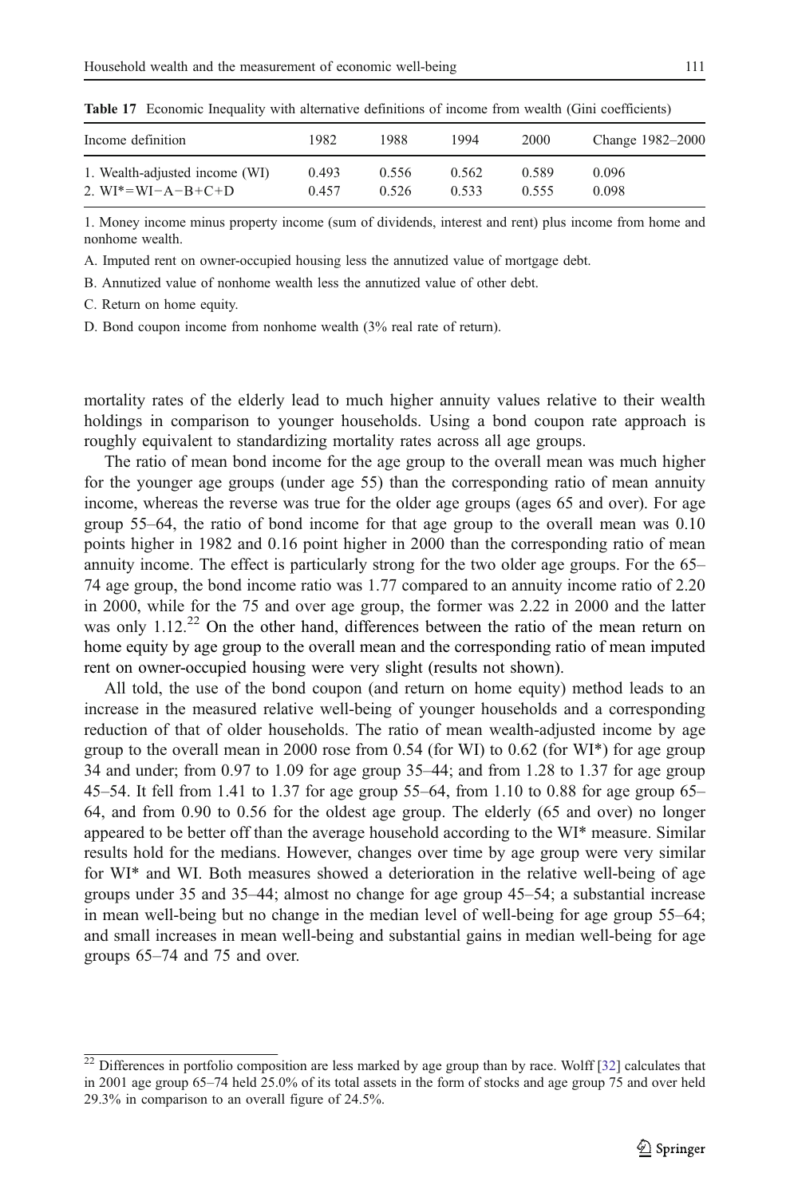**Table 17** Economic Inequality with alternative definitions of income from wealth (Gini coefficients)

| Income definition | 1982 | 1988 | 1994 | 2000 | Change 1982–2000 |
|---|---|---|---|---|---|
| 1. Wealth-adjusted income (WI) | 0.493 | 0.556 | 0.562 | 0.589 | 0.096 |
| 2. WI*=WI−A−B+C+D | 0.457 | 0.526 | 0.533 | 0.555 | 0.098 |

1. Money income minus property income (sum of dividends, interest and rent) plus income from home and nonhome wealth.

A. Imputed rent on owner-occupied housing less the annutized value of mortgage debt.

B. Annutized value of nonhome wealth less the annutized value of other debt.

C. Return on home equity.

D. Bond coupon income from nonhome wealth (3% real rate of return).

mortality rates of the elderly lead to much higher annuity values relative to their wealth holdings in comparison to younger households. Using a bond coupon rate approach is roughly equivalent to standardizing mortality rates across all age groups.

The ratio of mean bond income for the age group to the overall mean was much higher for the younger age groups (under age 55) than the corresponding ratio of mean annuity income, whereas the reverse was true for the older age groups (ages 65 and over). For age group 55–64, the ratio of bond income for that age group to the overall mean was 0.10 points higher in 1982 and 0.16 point higher in 2000 than the corresponding ratio of mean annuity income. The effect is particularly strong for the two older age groups. For the 65–74 age group, the bond income ratio was 1.77 compared to an annuity income ratio of 2.20 in 2000, while for the 75 and over age group, the former was 2.22 in 2000 and the latter was only 1.12.[22] On the other hand, differences between the ratio of the mean return on home equity by age group to the overall mean and the corresponding ratio of mean imputed rent on owner-occupied housing were very slight (results not shown).

All told, the use of the bond coupon (and return on home equity) method leads to an increase in the measured relative well-being of younger households and a corresponding reduction of that of older households. The ratio of mean wealth-adjusted income by age group to the overall mean in 2000 rose from 0.54 (for WI) to 0.62 (for WI*) for age group 34 and under; from 0.97 to 1.09 for age group 35–44; and from 1.28 to 1.37 for age group 45–54. It fell from 1.41 to 1.37 for age group 55–64, from 1.10 to 0.88 for age group 65–64, and from 0.90 to 0.56 for the oldest age group. The elderly (65 and over) no longer appeared to be better off than the average household according to the WI* measure. Similar results hold for the medians. However, changes over time by age group were very similar for WI* and WI. Both measures showed a deterioration in the relative well-being of age groups under 35 and 35–44; almost no change for age group 45–54; a substantial increase in mean well-being but no change in the median level of well-being for age group 55–64; and small increases in mean well-being and substantial gains in median well-being for age groups 65–74 and 75 and over.

[22] Differences in portfolio composition are less marked by age group than by race. Wolff [32] calculates that in 2001 age group 65–74 held 25.0% of its total assets in the form of stocks and age group 75 and over held 29.3% in comparison to an overall figure of 24.5%.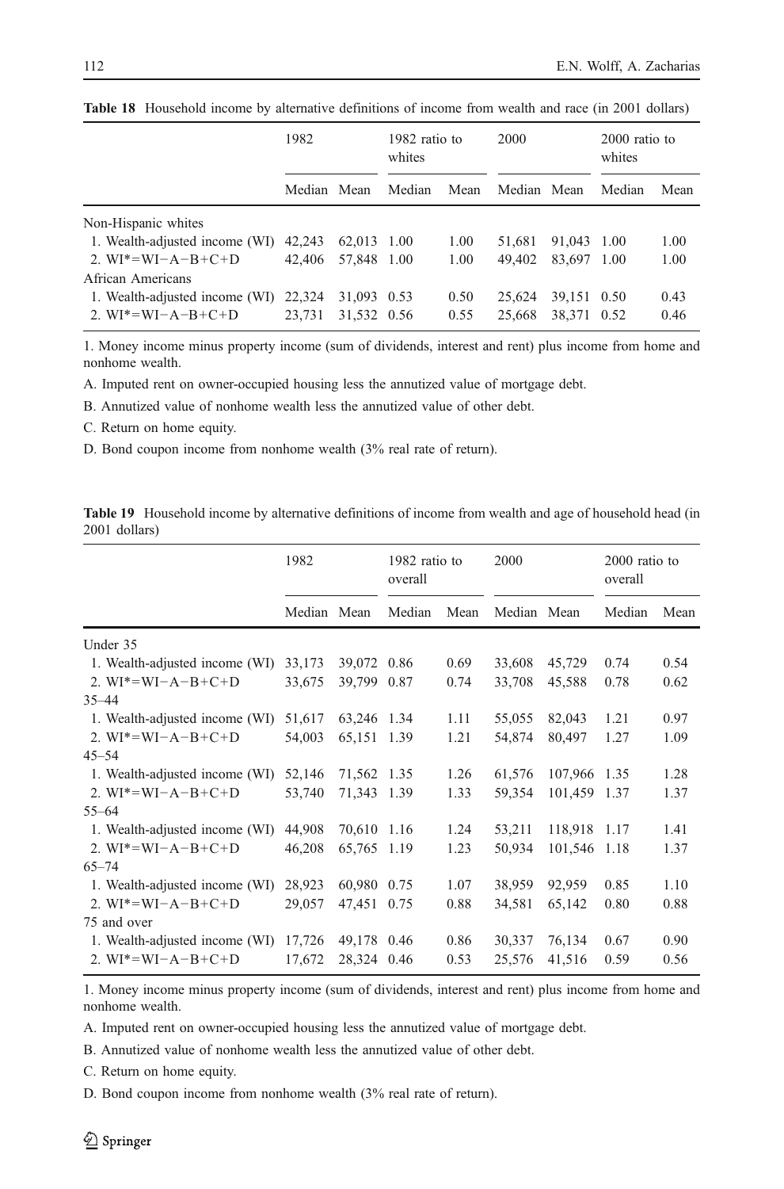**Table 18** Household income by alternative definitions of income from wealth and race (in 2001 dollars)

| | 1982 | | 1982 ratio to whites | | 2000 | | 2000 ratio to whites | |
|---|---|---|---|---|---|---|---|---|
| | Median | Mean | Median | Mean | Median | Mean | Median | Mean |
| Non-Hispanic whites | | | | | | | | |
| 1. Wealth-adjusted income (WI) | 42,243 | 62,013 | 1.00 | 1.00 | 51,681 | 91,043 | 1.00 | 1.00 |
| 2. WI*=WI−A−B+C+D | 42,406 | 57,848 | 1.00 | 1.00 | 49,402 | 83,697 | 1.00 | 1.00 |
| African Americans | | | | | | | | |
| 1. Wealth-adjusted income (WI) | 22,324 | 31,093 | 0.53 | 0.50 | 25,624 | 39,151 | 0.50 | 0.43 |
| 2. WI*=WI−A−B+C+D | 23,731 | 31,532 | 0.56 | 0.55 | 25,668 | 38,371 | 0.52 | 0.46 |

1. Money income minus property income (sum of dividends, interest and rent) plus income from home and nonhome wealth.

A. Imputed rent on owner-occupied housing less the annutized value of mortgage debt.

B. Annutized value of nonhome wealth less the annutized value of other debt.

C. Return on home equity.

D. Bond coupon income from nonhome wealth (3% real rate of return).

**Table 19** Household income by alternative definitions of income from wealth and age of household head (in 2001 dollars)

| | 1982 | | 1982 ratio to overall | | 2000 | | 2000 ratio to overall | |
|---|---|---|---|---|---|---|---|---|
| | Median | Mean | Median | Mean | Median | Mean | Median | Mean |
| Under 35 | | | | | | | | |
| 1. Wealth-adjusted income (WI) | 33,173 | 39,072 | 0.86 | 0.69 | 33,608 | 45,729 | 0.74 | 0.54 |
| 2. WI*=WI−A−B+C+D | 33,675 | 39,799 | 0.87 | 0.74 | 33,708 | 45,588 | 0.78 | 0.62 |
| 35–44 | | | | | | | | |
| 1. Wealth-adjusted income (WI) | 51,617 | 63,246 | 1.34 | 1.11 | 55,055 | 82,043 | 1.21 | 0.97 |
| 2. WI*=WI−A−B+C+D | 54,003 | 65,151 | 1.39 | 1.21 | 54,874 | 80,497 | 1.27 | 1.09 |
| 45–54 | | | | | | | | |
| 1. Wealth-adjusted income (WI) | 52,146 | 71,562 | 1.35 | 1.26 | 61,576 | 107,966 | 1.35 | 1.28 |
| 2. WI*=WI−A−B+C+D | 53,740 | 71,343 | 1.39 | 1.33 | 59,354 | 101,459 | 1.37 | 1.37 |
| 55–64 | | | | | | | | |
| 1. Wealth-adjusted income (WI) | 44,908 | 70,610 | 1.16 | 1.24 | 53,211 | 118,918 | 1.17 | 1.41 |
| 2. WI*=WI−A−B+C+D | 46,208 | 65,765 | 1.19 | 1.23 | 50,934 | 101,546 | 1.18 | 1.37 |
| 65–74 | | | | | | | | |
| 1. Wealth-adjusted income (WI) | 28,923 | 60,980 | 0.75 | 1.07 | 38,959 | 92,959 | 0.85 | 1.10 |
| 2. WI*=WI−A−B+C+D | 29,057 | 47,451 | 0.75 | 0.88 | 34,581 | 65,142 | 0.80 | 0.88 |
| 75 and over | | | | | | | | |
| 1. Wealth-adjusted income (WI) | 17,726 | 49,178 | 0.46 | 0.86 | 30,337 | 76,134 | 0.67 | 0.90 |
| 2. WI*=WI−A−B+C+D | 17,672 | 28,324 | 0.46 | 0.53 | 25,576 | 41,516 | 0.59 | 0.56 |

1. Money income minus property income (sum of dividends, interest and rent) plus income from home and nonhome wealth.

A. Imputed rent on owner-occupied housing less the annutized value of mortgage debt.

B. Annutized value of nonhome wealth less the annutized value of other debt.

C. Return on home equity.

D. Bond coupon income from nonhome wealth (3% real rate of return).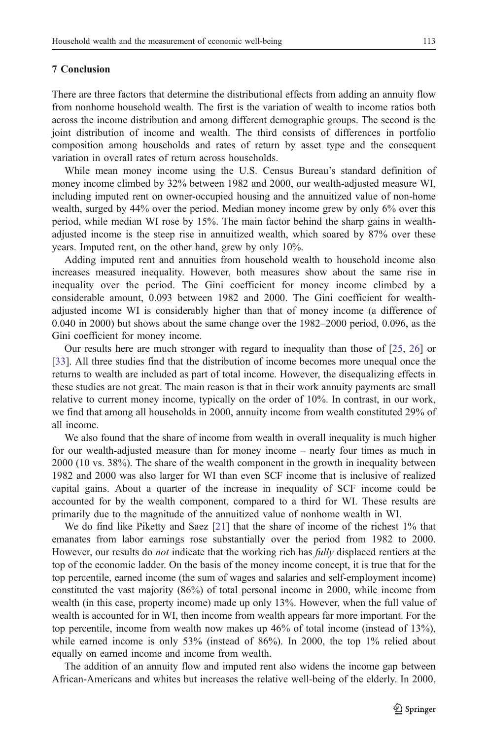## 7 Conclusion

There are three factors that determine the distributional effects from adding an annuity flow from nonhome household wealth. The first is the variation of wealth to income ratios both across the income distribution and among different demographic groups. The second is the joint distribution of income and wealth. The third consists of differences in portfolio composition among households and rates of return by asset type and the consequent variation in overall rates of return across households.

While mean money income using the U.S. Census Bureau's standard definition of money income climbed by 32% between 1982 and 2000, our wealth-adjusted measure WI, including imputed rent on owner-occupied housing and the annuitized value of non-home wealth, surged by 44% over the period. Median money income grew by only 6% over this period, while median WI rose by 15%. The main factor behind the sharp gains in wealth-adjusted income is the steep rise in annuitized wealth, which soared by 87% over these years. Imputed rent, on the other hand, grew by only 10%.

Adding imputed rent and annuities from household wealth to household income also increases measured inequality. However, both measures show about the same rise in inequality over the period. The Gini coefficient for money income climbed by a considerable amount, 0.093 between 1982 and 2000. The Gini coefficient for wealth-adjusted income WI is considerably higher than that of money income (a difference of 0.040 in 2000) but shows about the same change over the 1982–2000 period, 0.096, as the Gini coefficient for money income.

Our results here are much stronger with regard to inequality than those of [25, 26] or [33]. All three studies find that the distribution of income becomes more unequal once the returns to wealth are included as part of total income. However, the disequalizing effects in these studies are not great. The main reason is that in their work annuity payments are small relative to current money income, typically on the order of 10%. In contrast, in our work, we find that among all households in 2000, annuity income from wealth constituted 29% of all income.

We also found that the share of income from wealth in overall inequality is much higher for our wealth-adjusted measure than for money income – nearly four times as much in 2000 (10 vs. 38%). The share of the wealth component in the growth in inequality between 1982 and 2000 was also larger for WI than even SCF income that is inclusive of realized capital gains. About a quarter of the increase in inequality of SCF income could be accounted for by the wealth component, compared to a third for WI. These results are primarily due to the magnitude of the annuitized value of nonhome wealth in WI.

We do find like Piketty and Saez [21] that the share of income of the richest 1% that emanates from labor earnings rose substantially over the period from 1982 to 2000. However, our results do *not* indicate that the working rich has *fully* displaced rentiers at the top of the economic ladder. On the basis of the money income concept, it is true that for the top percentile, earned income (the sum of wages and salaries and self-employment income) constituted the vast majority (86%) of total personal income in 2000, while income from wealth (in this case, property income) made up only 13%. However, when the full value of wealth is accounted for in WI, then income from wealth appears far more important. For the top percentile, income from wealth now makes up 46% of total income (instead of 13%), while earned income is only 53% (instead of 86%). In 2000, the top 1% relied about equally on earned income and income from wealth.

The addition of an annuity flow and imputed rent also widens the income gap between African-Americans and whites but increases the relative well-being of the elderly. In 2000,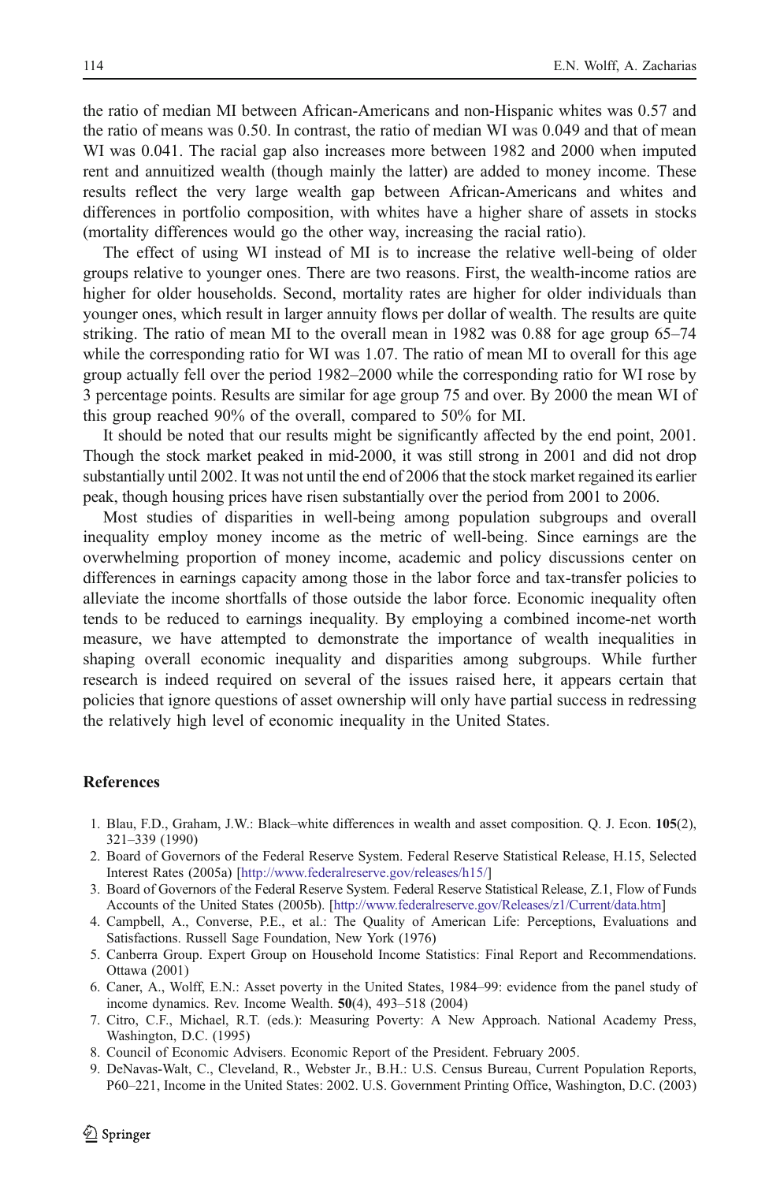the ratio of median MI between African-Americans and non-Hispanic whites was 0.57 and the ratio of means was 0.50. In contrast, the ratio of median WI was 0.049 and that of mean WI was 0.041. The racial gap also increases more between 1982 and 2000 when imputed rent and annuitized wealth (though mainly the latter) are added to money income. These results reflect the very large wealth gap between African-Americans and whites and differences in portfolio composition, with whites have a higher share of assets in stocks (mortality differences would go the other way, increasing the racial ratio).

The effect of using WI instead of MI is to increase the relative well-being of older groups relative to younger ones. There are two reasons. First, the wealth-income ratios are higher for older households. Second, mortality rates are higher for older individuals than younger ones, which result in larger annuity flows per dollar of wealth. The results are quite striking. The ratio of mean MI to the overall mean in 1982 was 0.88 for age group 65–74 while the corresponding ratio for WI was 1.07. The ratio of mean MI to overall for this age group actually fell over the period 1982–2000 while the corresponding ratio for WI rose by 3 percentage points. Results are similar for age group 75 and over. By 2000 the mean WI of this group reached 90% of the overall, compared to 50% for MI.

It should be noted that our results might be significantly affected by the end point, 2001. Though the stock market peaked in mid-2000, it was still strong in 2001 and did not drop substantially until 2002. It was not until the end of 2006 that the stock market regained its earlier peak, though housing prices have risen substantially over the period from 2001 to 2006.

Most studies of disparities in well-being among population subgroups and overall inequality employ money income as the metric of well-being. Since earnings are the overwhelming proportion of money income, academic and policy discussions center on differences in earnings capacity among those in the labor force and tax-transfer policies to alleviate the income shortfalls of those outside the labor force. Economic inequality often tends to be reduced to earnings inequality. By employing a combined income-net worth measure, we have attempted to demonstrate the importance of wealth inequalities in shaping overall economic inequality and disparities among subgroups. While further research is indeed required on several of the issues raised here, it appears certain that policies that ignore questions of asset ownership will only have partial success in redressing the relatively high level of economic inequality in the United States.

## References

1. Blau, F.D., Graham, J.W.: Black–white differences in wealth and asset composition. Q. J. Econ. **105**(2), 321–339 (1990)
2. Board of Governors of the Federal Reserve System. Federal Reserve Statistical Release, H.15, Selected Interest Rates (2005a) [http://www.federalreserve.gov/releases/h15/]
3. Board of Governors of the Federal Reserve System. Federal Reserve Statistical Release, Z.1, Flow of Funds Accounts of the United States (2005b). [http://www.federalreserve.gov/Releases/z1/Current/data.htm]
4. Campbell, A., Converse, P.E., et al.: The Quality of American Life: Perceptions, Evaluations and Satisfactions. Russell Sage Foundation, New York (1976)
5. Canberra Group. Expert Group on Household Income Statistics: Final Report and Recommendations. Ottawa (2001)
6. Caner, A., Wolff, E.N.: Asset poverty in the United States, 1984–99: evidence from the panel study of income dynamics. Rev. Income Wealth. **50**(4), 493–518 (2004)
7. Citro, C.F., Michael, R.T. (eds.): Measuring Poverty: A New Approach. National Academy Press, Washington, D.C. (1995)
8. Council of Economic Advisers. Economic Report of the President. February 2005.
9. DeNavas-Walt, C., Cleveland, R., Webster Jr., B.H.: U.S. Census Bureau, Current Population Reports, P60–221, Income in the United States: 2002. U.S. Government Printing Office, Washington, D.C. (2003)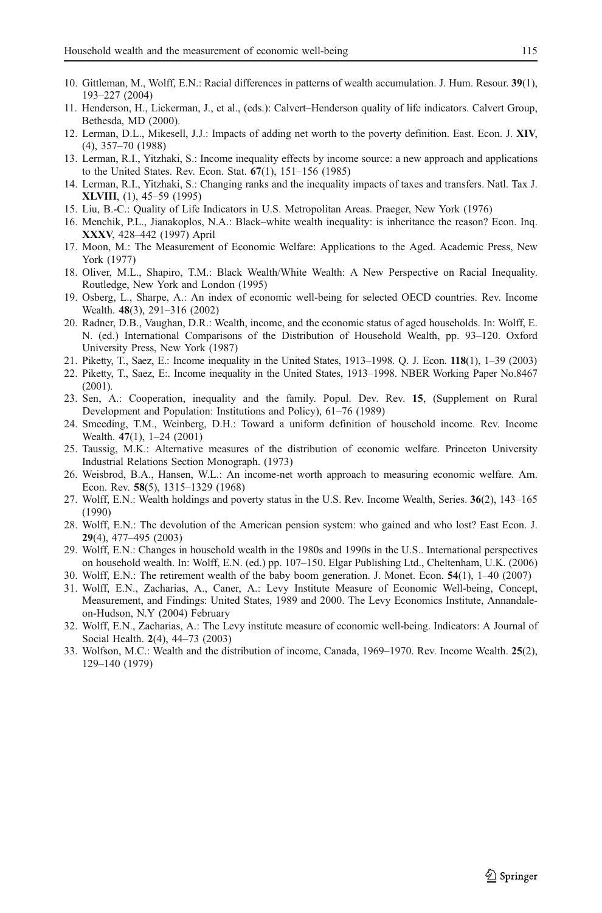10. Gittleman, M., Wolff, E.N.: Racial differences in patterns of wealth accumulation. J. Hum. Resour. **39**(1), 193–227 (2004)
11. Henderson, H., Lickerman, J., et al., (eds.): Calvert–Henderson quality of life indicators. Calvert Group, Bethesda, MD (2000).
12. Lerman, D.L., Mikesell, J.J.: Impacts of adding net worth to the poverty definition. East. Econ. J. **XIV**, (4), 357–70 (1988)
13. Lerman, R.I., Yitzhaki, S.: Income inequality effects by income source: a new approach and applications to the United States. Rev. Econ. Stat. **67**(1), 151–156 (1985)
14. Lerman, R.I., Yitzhaki, S.: Changing ranks and the inequality impacts of taxes and transfers. Natl. Tax J. **XLVIII**, (1), 45–59 (1995)
15. Liu, B.-C.: Quality of Life Indicators in U.S. Metropolitan Areas. Praeger, New York (1976)
16. Menchik, P.L., Jianakoplos, N.A.: Black–white wealth inequality: is inheritance the reason? Econ. Inq. **XXXV**, 428–442 (1997) April
17. Moon, M.: The Measurement of Economic Welfare: Applications to the Aged. Academic Press, New York (1977)
18. Oliver, M.L., Shapiro, T.M.: Black Wealth/White Wealth: A New Perspective on Racial Inequality. Routledge, New York and London (1995)
19. Osberg, L., Sharpe, A.: An index of economic well-being for selected OECD countries. Rev. Income Wealth. **48**(3), 291–316 (2002)
20. Radner, D.B., Vaughan, D.R.: Wealth, income, and the economic status of aged households. In: Wolff, E. N. (ed.) International Comparisons of the Distribution of Household Wealth, pp. 93–120. Oxford University Press, New York (1987)
21. Piketty, T., Saez, E.: Income inequality in the United States, 1913–1998. Q. J. Econ. **118**(1), 1–39 (2003)
22. Piketty, T., Saez, E:. Income inequality in the United States, 1913–1998. NBER Working Paper No.8467 (2001).
23. Sen, A.: Cooperation, inequality and the family. Popul. Dev. Rev. **15**, (Supplement on Rural Development and Population: Institutions and Policy), 61–76 (1989)
24. Smeeding, T.M., Weinberg, D.H.: Toward a uniform definition of household income. Rev. Income Wealth. **47**(1), 1–24 (2001)
25. Taussig, M.K.: Alternative measures of the distribution of economic welfare. Princeton University Industrial Relations Section Monograph. (1973)
26. Weisbrod, B.A., Hansen, W.L.: An income-net worth approach to measuring economic welfare. Am. Econ. Rev. **58**(5), 1315–1329 (1968)
27. Wolff, E.N.: Wealth holdings and poverty status in the U.S. Rev. Income Wealth, Series. **36**(2), 143–165 (1990)
28. Wolff, E.N.: The devolution of the American pension system: who gained and who lost? East Econ. J. **29**(4), 477–495 (2003)
29. Wolff, E.N.: Changes in household wealth in the 1980s and 1990s in the U.S.. International perspectives on household wealth. In: Wolff, E.N. (ed.) pp. 107–150. Elgar Publishing Ltd., Cheltenham, U.K. (2006)
30. Wolff, E.N.: The retirement wealth of the baby boom generation. J. Monet. Econ. **54**(1), 1–40 (2007)
31. Wolff, E.N., Zacharias, A., Caner, A.: Levy Institute Measure of Economic Well-being, Concept, Measurement, and Findings: United States, 1989 and 2000. The Levy Economics Institute, Annandale-on-Hudson, N.Y (2004) February
32. Wolff, E.N., Zacharias, A.: The Levy institute measure of economic well-being. Indicators: A Journal of Social Health. **2**(4), 44–73 (2003)
33. Wolfson, M.C.: Wealth and the distribution of income, Canada, 1969–1970. Rev. Income Wealth. **25**(2), 129–140 (1979)